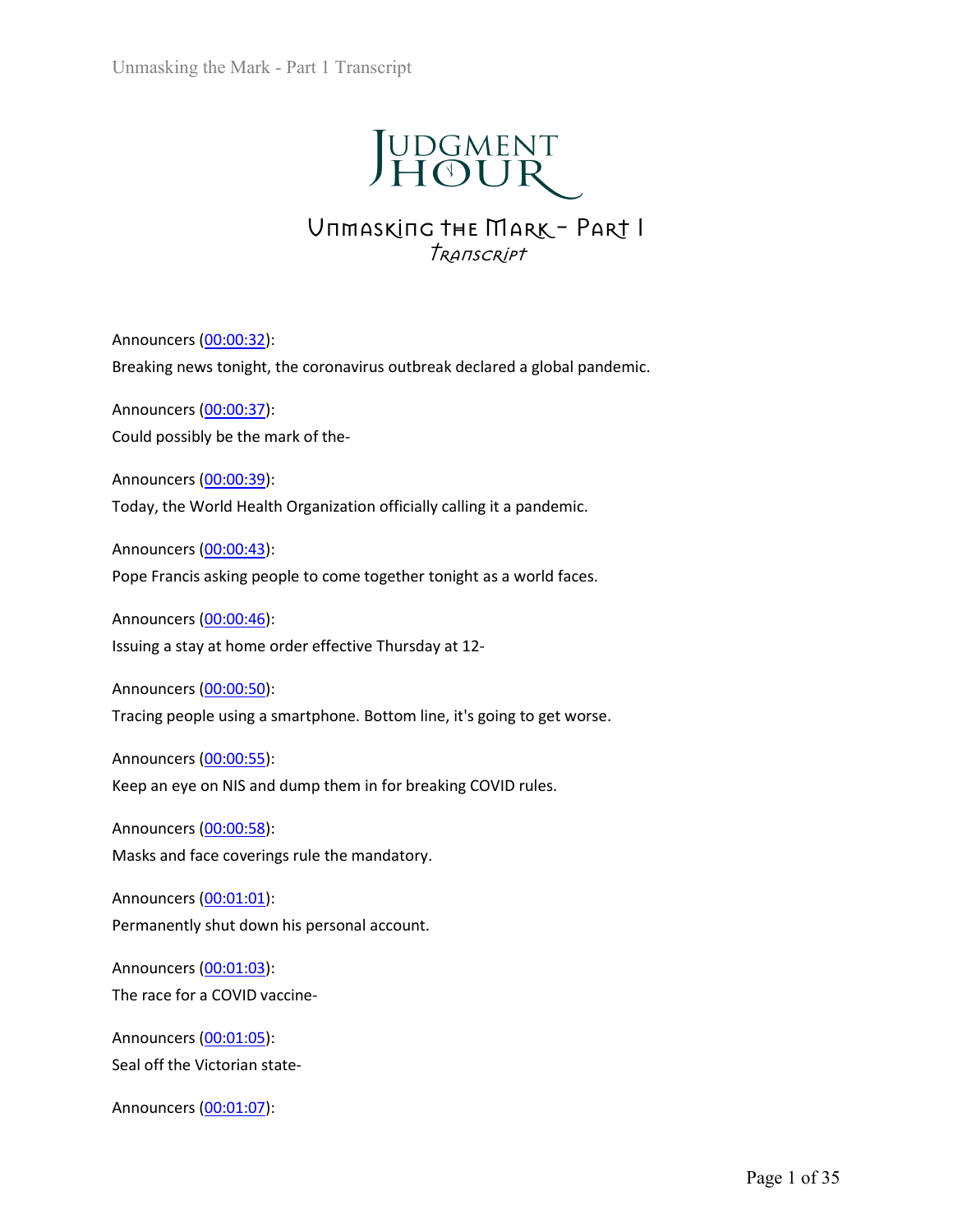# Judgment Hour

## Unmasking the Mark - Part I

*Transcript*

Announcers (00:00:32):
Breaking news tonight, the coronavirus outbreak declared a global pandemic.

Announcers (00:00:37):
Could possibly be the mark of the-

Announcers (00:00:39):
Today, the World Health Organization officially calling it a pandemic.

Announcers (00:00:43):
Pope Francis asking people to come together tonight as a world faces.

Announcers (00:00:46):
Issuing a stay at home order effective Thursday at 12-

Announcers (00:00:50):
Tracing people using a smartphone. Bottom line, it's going to get worse.

Announcers (00:00:55):
Keep an eye on NIS and dump them in for breaking COVID rules.

Announcers (00:00:58):
Masks and face coverings rule the mandatory.

Announcers (00:01:01):
Permanently shut down his personal account.

Announcers (00:01:03):
The race for a COVID vaccine-

Announcers (00:01:05):
Seal off the Victorian state-

Announcers (00:01:07):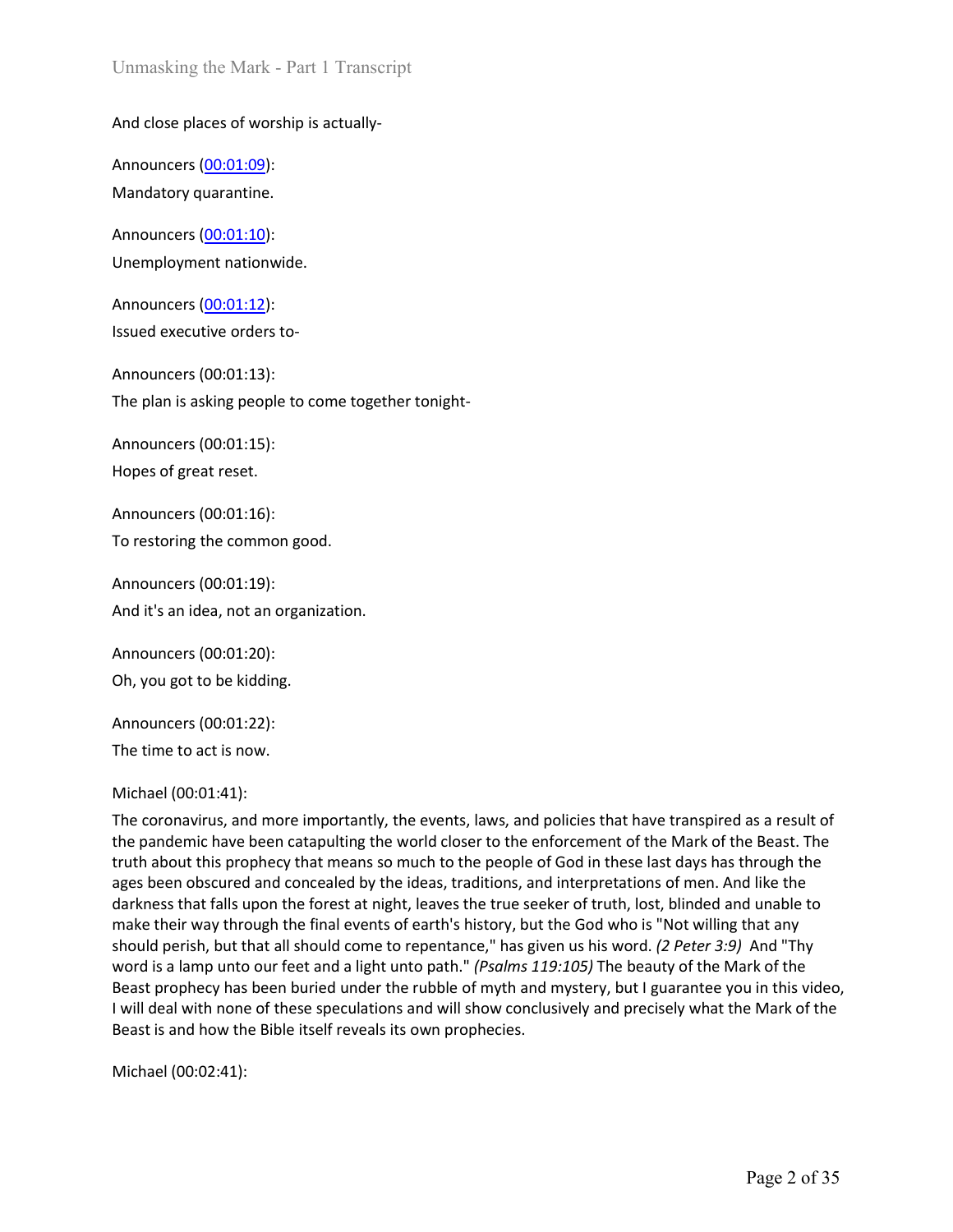And close places of worship is actually-

Announcers ([00:01:09](#)):

Mandatory quarantine.

Announcers ([00:01:10](#)):

Unemployment nationwide.

Announcers ([00:01:12](#)):

Issued executive orders to-

Announcers (00:01:13):

The plan is asking people to come together tonight-

Announcers (00:01:15):

Hopes of great reset.

Announcers (00:01:16):

To restoring the common good.

Announcers (00:01:19):

And it's an idea, not an organization.

Announcers (00:01:20):

Oh, you got to be kidding.

Announcers (00:01:22):

The time to act is now.

Michael (00:01:41):

The coronavirus, and more importantly, the events, laws, and policies that have transpired as a result of the pandemic have been catapulting the world closer to the enforcement of the Mark of the Beast. The truth about this prophecy that means so much to the people of God in these last days has through the ages been obscured and concealed by the ideas, traditions, and interpretations of men. And like the darkness that falls upon the forest at night, leaves the true seeker of truth, lost, blinded and unable to make their way through the final events of earth's history, but the God who is "Not willing that any should perish, but that all should come to repentance," has given us his word. *(2 Peter 3:9)* And "Thy word is a lamp unto our feet and a light unto path." *(Psalms 119:105)* The beauty of the Mark of the Beast prophecy has been buried under the rubble of myth and mystery, but I guarantee you in this video, I will deal with none of these speculations and will show conclusively and precisely what the Mark of the Beast is and how the Bible itself reveals its own prophecies.

Michael (00:02:41):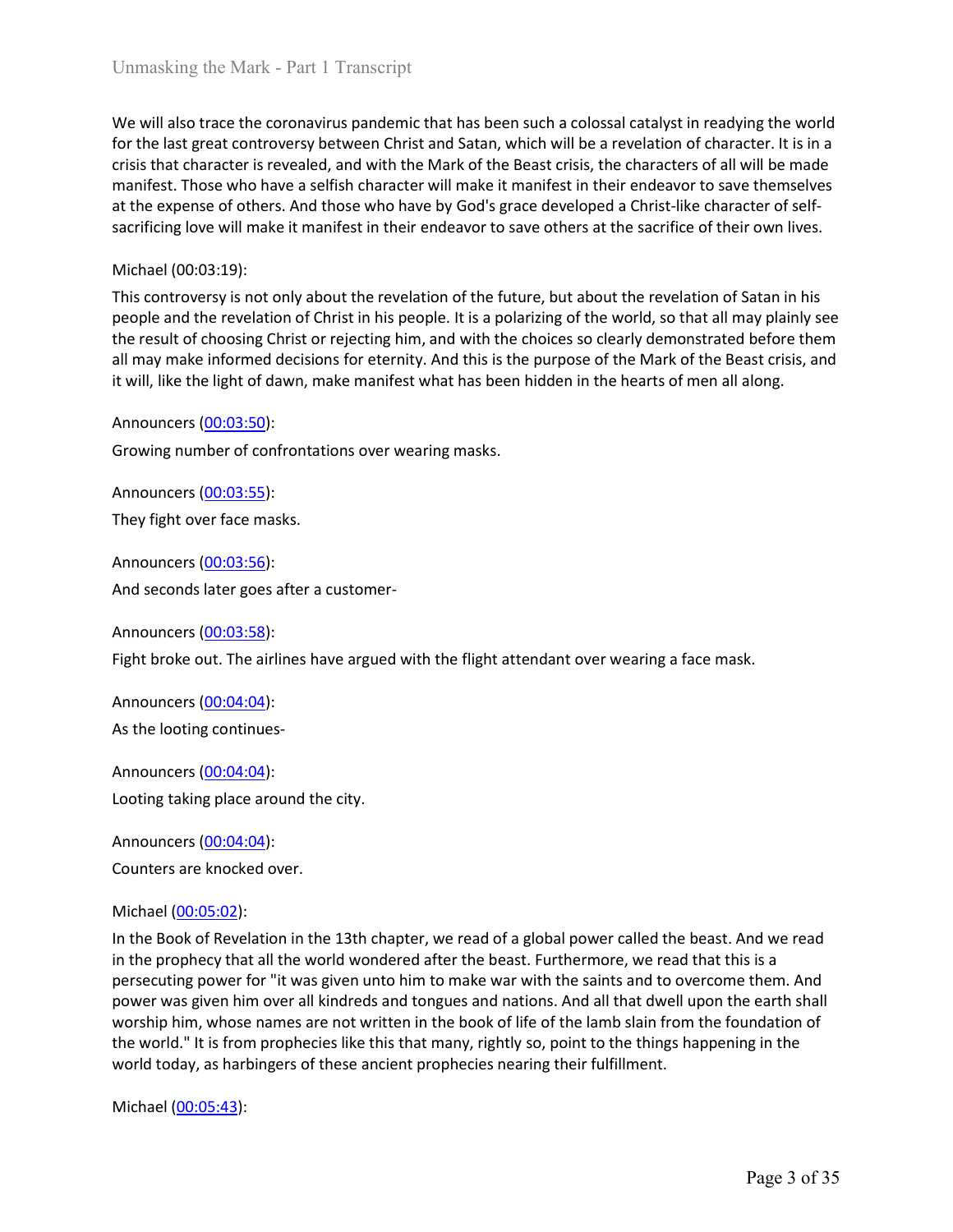We will also trace the coronavirus pandemic that has been such a colossal catalyst in readying the world for the last great controversy between Christ and Satan, which will be a revelation of character. It is in a crisis that character is revealed, and with the Mark of the Beast crisis, the characters of all will be made manifest. Those who have a selfish character will make it manifest in their endeavor to save themselves at the expense of others. And those who have by God's grace developed a Christ-like character of self-sacrificing love will make it manifest in their endeavor to save others at the sacrifice of their own lives.

Michael (00:03:19):

This controversy is not only about the revelation of the future, but about the revelation of Satan in his people and the revelation of Christ in his people. It is a polarizing of the world, so that all may plainly see the result of choosing Christ or rejecting him, and with the choices so clearly demonstrated before them all may make informed decisions for eternity. And this is the purpose of the Mark of the Beast crisis, and it will, like the light of dawn, make manifest what has been hidden in the hearts of men all along.

Announcers (00:03:50):

Growing number of confrontations over wearing masks.

Announcers (00:03:55):

They fight over face masks.

Announcers (00:03:56):

And seconds later goes after a customer-

Announcers (00:03:58):

Fight broke out. The airlines have argued with the flight attendant over wearing a face mask.

Announcers (00:04:04):

As the looting continues-

Announcers (00:04:04):

Looting taking place around the city.

Announcers (00:04:04):

Counters are knocked over.

Michael (00:05:02):

In the Book of Revelation in the 13th chapter, we read of a global power called the beast. And we read in the prophecy that all the world wondered after the beast. Furthermore, we read that this is a persecuting power for "it was given unto him to make war with the saints and to overcome them. And power was given him over all kindreds and tongues and nations. And all that dwell upon the earth shall worship him, whose names are not written in the book of life of the lamb slain from the foundation of the world." It is from prophecies like this that many, rightly so, point to the things happening in the world today, as harbingers of these ancient prophecies nearing their fulfillment.

Michael (00:05:43):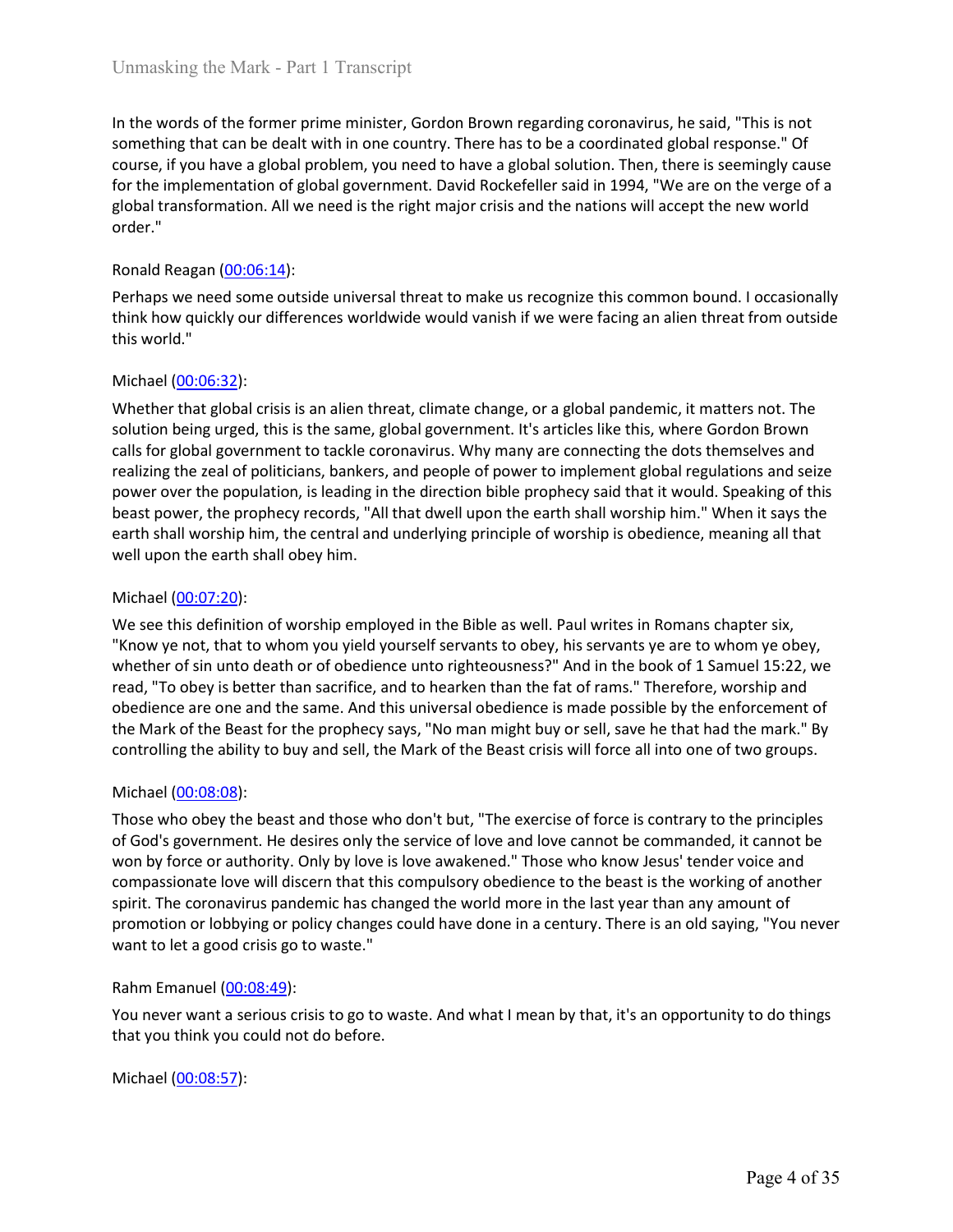In the words of the former prime minister, Gordon Brown regarding coronavirus, he said, "This is not something that can be dealt with in one country. There has to be a coordinated global response." Of course, if you have a global problem, you need to have a global solution. Then, there is seemingly cause for the implementation of global government. David Rockefeller said in 1994, "We are on the verge of a global transformation. All we need is the right major crisis and the nations will accept the new world order."

Ronald Reagan ([00:06:14]()):

Perhaps we need some outside universal threat to make us recognize this common bound. I occasionally think how quickly our differences worldwide would vanish if we were facing an alien threat from outside this world."

Michael ([00:06:32]()):

Whether that global crisis is an alien threat, climate change, or a global pandemic, it matters not. The solution being urged, this is the same, global government. It's articles like this, where Gordon Brown calls for global government to tackle coronavirus. Why many are connecting the dots themselves and realizing the zeal of politicians, bankers, and people of power to implement global regulations and seize power over the population, is leading in the direction bible prophecy said that it would. Speaking of this beast power, the prophecy records, "All that dwell upon the earth shall worship him." When it says the earth shall worship him, the central and underlying principle of worship is obedience, meaning all that well upon the earth shall obey him.

Michael ([00:07:20]()):

We see this definition of worship employed in the Bible as well. Paul writes in Romans chapter six, "Know ye not, that to whom you yield yourself servants to obey, his servants ye are to whom ye obey, whether of sin unto death or of obedience unto righteousness?" And in the book of 1 Samuel 15:22, we read, "To obey is better than sacrifice, and to hearken than the fat of rams." Therefore, worship and obedience are one and the same. And this universal obedience is made possible by the enforcement of the Mark of the Beast for the prophecy says, "No man might buy or sell, save he that had the mark." By controlling the ability to buy and sell, the Mark of the Beast crisis will force all into one of two groups.

Michael ([00:08:08]()):

Those who obey the beast and those who don't but, "The exercise of force is contrary to the principles of God's government. He desires only the service of love and love cannot be commanded, it cannot be won by force or authority. Only by love is love awakened." Those who know Jesus' tender voice and compassionate love will discern that this compulsory obedience to the beast is the working of another spirit. The coronavirus pandemic has changed the world more in the last year than any amount of promotion or lobbying or policy changes could have done in a century. There is an old saying, "You never want to let a good crisis go to waste."

Rahm Emanuel ([00:08:49]()):

You never want a serious crisis to go to waste. And what I mean by that, it's an opportunity to do things that you think you could not do before.

Michael ([00:08:57]()):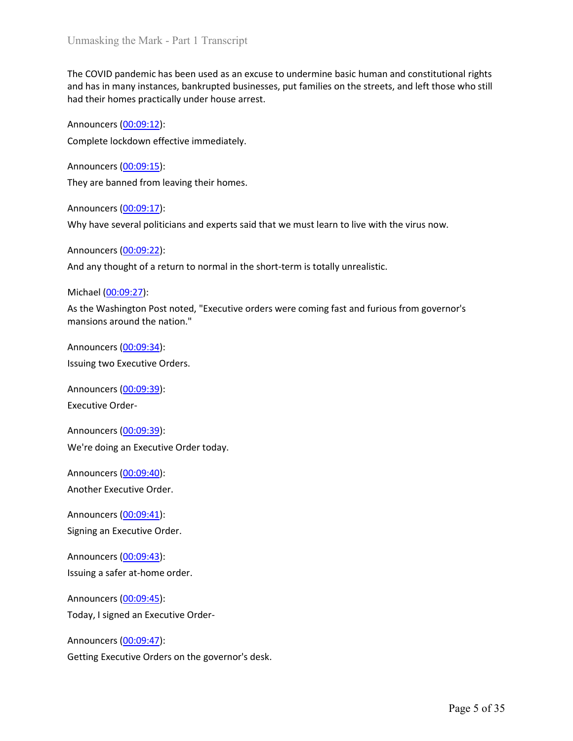The COVID pandemic has been used as an excuse to undermine basic human and constitutional rights and has in many instances, bankrupted businesses, put families on the streets, and left those who still had their homes practically under house arrest.

Announcers (00:09:12):

Complete lockdown effective immediately.

Announcers (00:09:15):

They are banned from leaving their homes.

Announcers (00:09:17):

Why have several politicians and experts said that we must learn to live with the virus now.

Announcers (00:09:22):

And any thought of a return to normal in the short-term is totally unrealistic.

Michael (00:09:27):

As the Washington Post noted, "Executive orders were coming fast and furious from governor's mansions around the nation."

Announcers (00:09:34):

Issuing two Executive Orders.

Announcers (00:09:39):

Executive Order-

Announcers (00:09:39):

We're doing an Executive Order today.

Announcers (00:09:40):

Another Executive Order.

Announcers (00:09:41):

Signing an Executive Order.

Announcers (00:09:43):

Issuing a safer at-home order.

Announcers (00:09:45):

Today, I signed an Executive Order-

Announcers (00:09:47):

Getting Executive Orders on the governor's desk.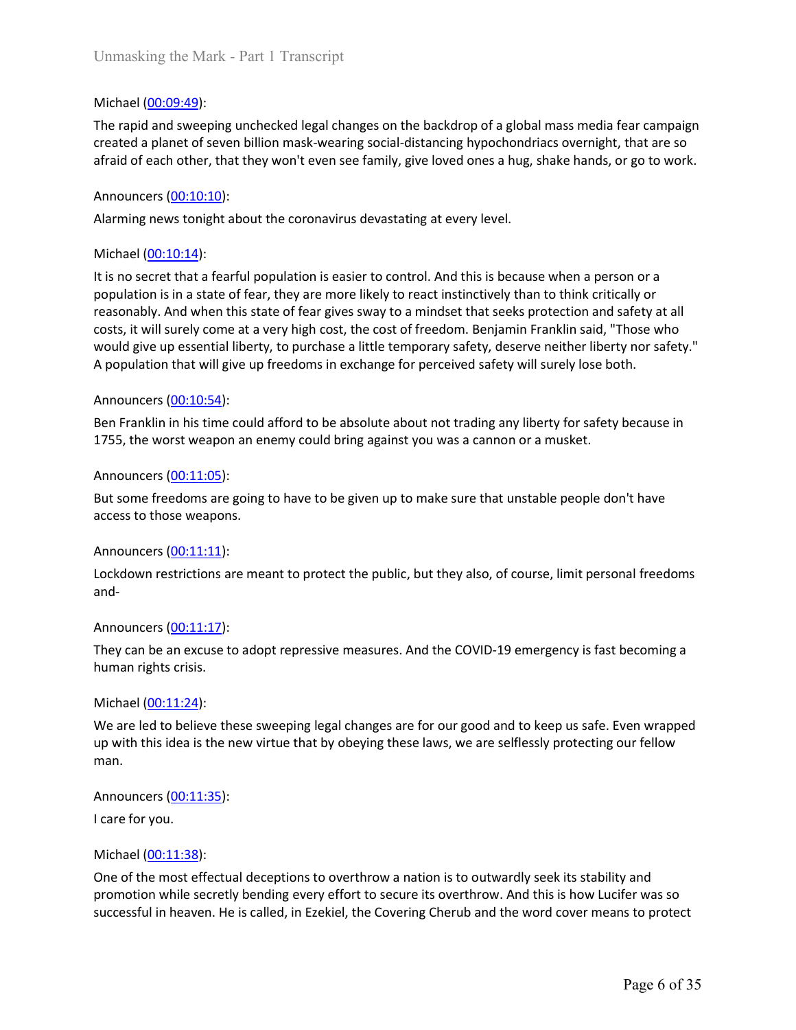Michael (00:09:49):

The rapid and sweeping unchecked legal changes on the backdrop of a global mass media fear campaign created a planet of seven billion mask-wearing social-distancing hypochondriacs overnight, that are so afraid of each other, that they won't even see family, give loved ones a hug, shake hands, or go to work.

Announcers (00:10:10):

Alarming news tonight about the coronavirus devastating at every level.

Michael (00:10:14):

It is no secret that a fearful population is easier to control. And this is because when a person or a population is in a state of fear, they are more likely to react instinctively than to think critically or reasonably. And when this state of fear gives sway to a mindset that seeks protection and safety at all costs, it will surely come at a very high cost, the cost of freedom. Benjamin Franklin said, "Those who would give up essential liberty, to purchase a little temporary safety, deserve neither liberty nor safety." A population that will give up freedoms in exchange for perceived safety will surely lose both.

Announcers (00:10:54):

Ben Franklin in his time could afford to be absolute about not trading any liberty for safety because in 1755, the worst weapon an enemy could bring against you was a cannon or a musket.

Announcers (00:11:05):

But some freedoms are going to have to be given up to make sure that unstable people don't have access to those weapons.

Announcers (00:11:11):

Lockdown restrictions are meant to protect the public, but they also, of course, limit personal freedoms and-

Announcers (00:11:17):

They can be an excuse to adopt repressive measures. And the COVID-19 emergency is fast becoming a human rights crisis.

Michael (00:11:24):

We are led to believe these sweeping legal changes are for our good and to keep us safe. Even wrapped up with this idea is the new virtue that by obeying these laws, we are selflessly protecting our fellow man.

Announcers (00:11:35):

I care for you.

Michael (00:11:38):

One of the most effectual deceptions to overthrow a nation is to outwardly seek its stability and promotion while secretly bending every effort to secure its overthrow. And this is how Lucifer was so successful in heaven. He is called, in Ezekiel, the Covering Cherub and the word cover means to protect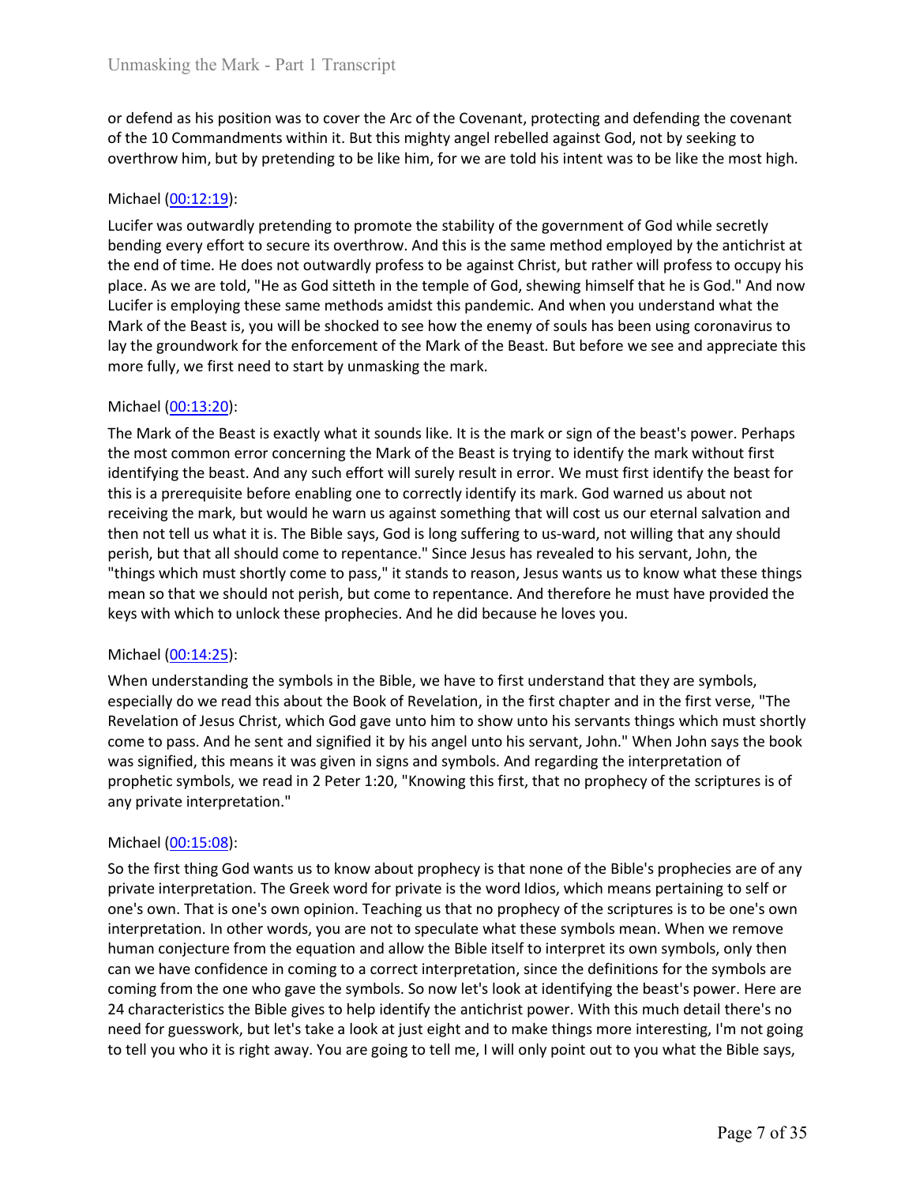or defend as his position was to cover the Arc of the Covenant, protecting and defending the covenant of the 10 Commandments within it. But this mighty angel rebelled against God, not by seeking to overthrow him, but by pretending to be like him, for we are told his intent was to be like the most high.

Michael ([00:12:19]()):

Lucifer was outwardly pretending to promote the stability of the government of God while secretly bending every effort to secure its overthrow. And this is the same method employed by the antichrist at the end of time. He does not outwardly profess to be against Christ, but rather will profess to occupy his place. As we are told, "He as God sitteth in the temple of God, shewing himself that he is God." And now Lucifer is employing these same methods amidst this pandemic. And when you understand what the Mark of the Beast is, you will be shocked to see how the enemy of souls has been using coronavirus to lay the groundwork for the enforcement of the Mark of the Beast. But before we see and appreciate this more fully, we first need to start by unmasking the mark.

Michael ([00:13:20]()):

The Mark of the Beast is exactly what it sounds like. It is the mark or sign of the beast's power. Perhaps the most common error concerning the Mark of the Beast is trying to identify the mark without first identifying the beast. And any such effort will surely result in error. We must first identify the beast for this is a prerequisite before enabling one to correctly identify its mark. God warned us about not receiving the mark, but would he warn us against something that will cost us our eternal salvation and then not tell us what it is. The Bible says, God is long suffering to us-ward, not willing that any should perish, but that all should come to repentance." Since Jesus has revealed to his servant, John, the "things which must shortly come to pass," it stands to reason, Jesus wants us to know what these things mean so that we should not perish, but come to repentance. And therefore he must have provided the keys with which to unlock these prophecies. And he did because he loves you.

Michael ([00:14:25]()):

When understanding the symbols in the Bible, we have to first understand that they are symbols, especially do we read this about the Book of Revelation, in the first chapter and in the first verse, "The Revelation of Jesus Christ, which God gave unto him to show unto his servants things which must shortly come to pass. And he sent and signified it by his angel unto his servant, John." When John says the book was signified, this means it was given in signs and symbols. And regarding the interpretation of prophetic symbols, we read in 2 Peter 1:20, "Knowing this first, that no prophecy of the scriptures is of any private interpretation."

Michael ([00:15:08]()):

So the first thing God wants us to know about prophecy is that none of the Bible's prophecies are of any private interpretation. The Greek word for private is the word Idios, which means pertaining to self or one's own. That is one's own opinion. Teaching us that no prophecy of the scriptures is to be one's own interpretation. In other words, you are not to speculate what these symbols mean. When we remove human conjecture from the equation and allow the Bible itself to interpret its own symbols, only then can we have confidence in coming to a correct interpretation, since the definitions for the symbols are coming from the one who gave the symbols. So now let's look at identifying the beast's power. Here are 24 characteristics the Bible gives to help identify the antichrist power. With this much detail there's no need for guesswork, but let's take a look at just eight and to make things more interesting, I'm not going to tell you who it is right away. You are going to tell me, I will only point out to you what the Bible says,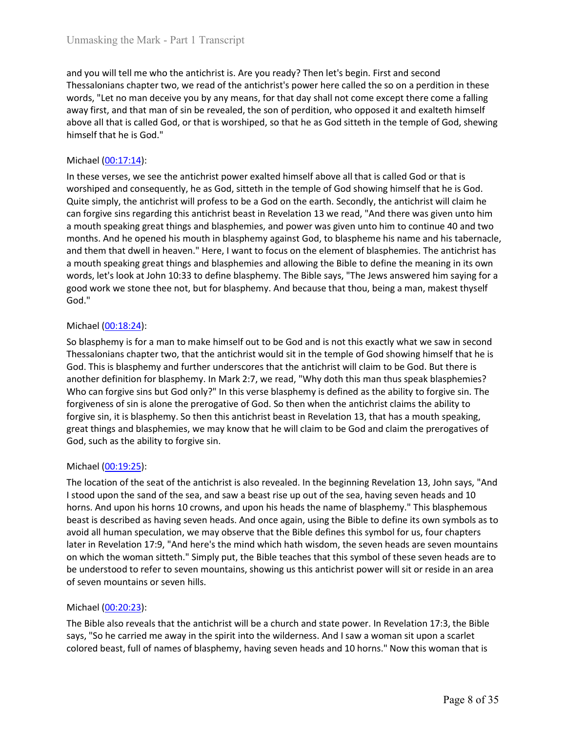and you will tell me who the antichrist is. Are you ready? Then let's begin. First and second Thessalonians chapter two, we read of the antichrist's power here called the so on a perdition in these words, "Let no man deceive you by any means, for that day shall not come except there come a falling away first, and that man of sin be revealed, the son of perdition, who opposed it and exalteth himself above all that is called God, or that is worshiped, so that he as God sitteth in the temple of God, shewing himself that he is God."

Michael (00:17:14):

In these verses, we see the antichrist power exalted himself above all that is called God or that is worshiped and consequently, he as God, sitteth in the temple of God showing himself that he is God. Quite simply, the antichrist will profess to be a God on the earth. Secondly, the antichrist will claim he can forgive sins regarding this antichrist beast in Revelation 13 we read, "And there was given unto him a mouth speaking great things and blasphemies, and power was given unto him to continue 40 and two months. And he opened his mouth in blasphemy against God, to blaspheme his name and his tabernacle, and them that dwell in heaven." Here, I want to focus on the element of blasphemies. The antichrist has a mouth speaking great things and blasphemies and allowing the Bible to define the meaning in its own words, let's look at John 10:33 to define blasphemy. The Bible says, "The Jews answered him saying for a good work we stone thee not, but for blasphemy. And because that thou, being a man, makest thyself God."

Michael (00:18:24):

So blasphemy is for a man to make himself out to be God and is not this exactly what we saw in second Thessalonians chapter two, that the antichrist would sit in the temple of God showing himself that he is God. This is blasphemy and further underscores that the antichrist will claim to be God. But there is another definition for blasphemy. In Mark 2:7, we read, "Why doth this man thus speak blasphemies? Who can forgive sins but God only?" In this verse blasphemy is defined as the ability to forgive sin. The forgiveness of sin is alone the prerogative of God. So then when the antichrist claims the ability to forgive sin, it is blasphemy. So then this antichrist beast in Revelation 13, that has a mouth speaking, great things and blasphemies, we may know that he will claim to be God and claim the prerogatives of God, such as the ability to forgive sin.

Michael (00:19:25):

The location of the seat of the antichrist is also revealed. In the beginning Revelation 13, John says, "And I stood upon the sand of the sea, and saw a beast rise up out of the sea, having seven heads and 10 horns. And upon his horns 10 crowns, and upon his heads the name of blasphemy." This blasphemous beast is described as having seven heads. And once again, using the Bible to define its own symbols as to avoid all human speculation, we may observe that the Bible defines this symbol for us, four chapters later in Revelation 17:9, "And here's the mind which hath wisdom, the seven heads are seven mountains on which the woman sitteth." Simply put, the Bible teaches that this symbol of these seven heads are to be understood to refer to seven mountains, showing us this antichrist power will sit or reside in an area of seven mountains or seven hills.

Michael (00:20:23):

The Bible also reveals that the antichrist will be a church and state power. In Revelation 17:3, the Bible says, "So he carried me away in the spirit into the wilderness. And I saw a woman sit upon a scarlet colored beast, full of names of blasphemy, having seven heads and 10 horns." Now this woman that is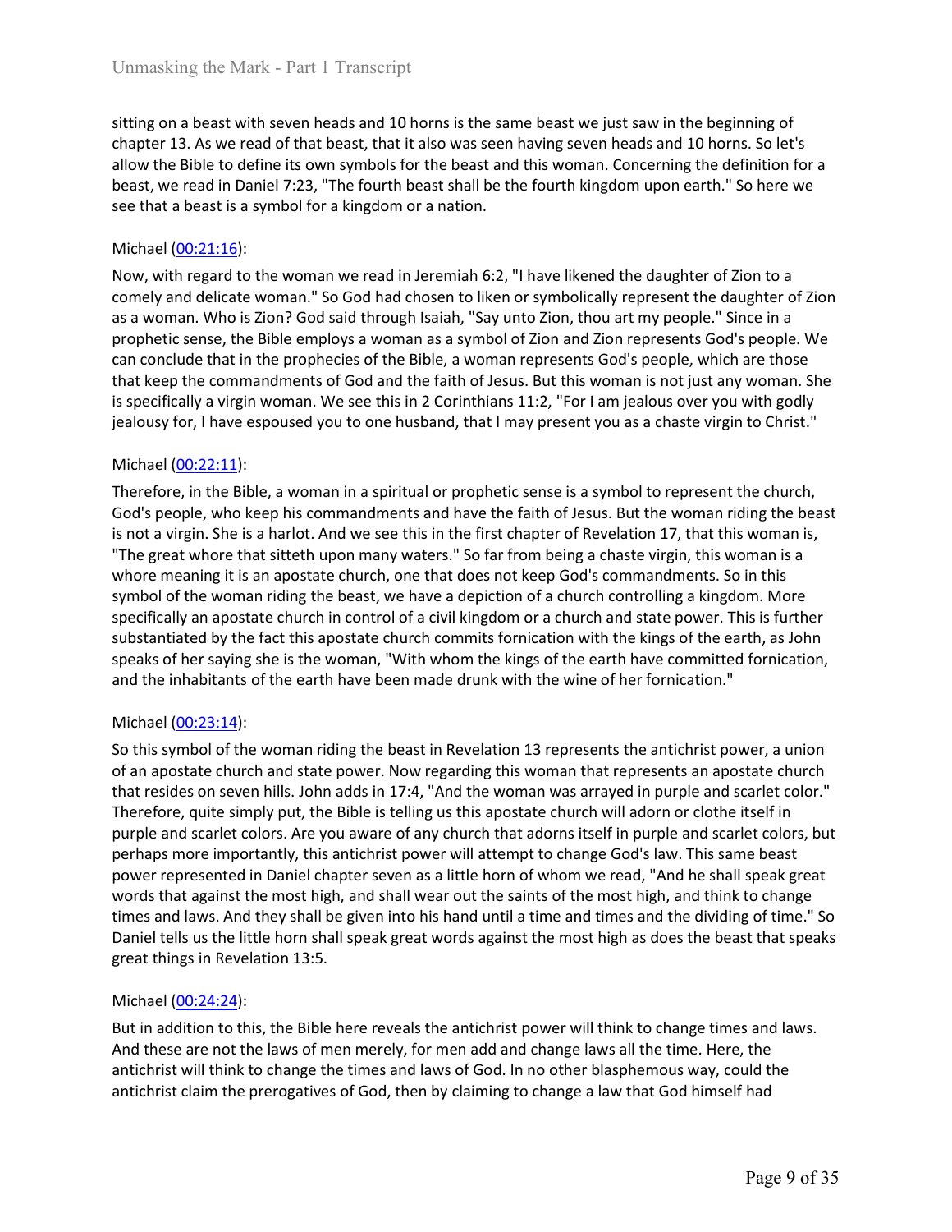sitting on a beast with seven heads and 10 horns is the same beast we just saw in the beginning of chapter 13. As we read of that beast, that it also was seen having seven heads and 10 horns. So let's allow the Bible to define its own symbols for the beast and this woman. Concerning the definition for a beast, we read in Daniel 7:23, "The fourth beast shall be the fourth kingdom upon earth." So here we see that a beast is a symbol for a kingdom or a nation.

Michael (00:21:16):

Now, with regard to the woman we read in Jeremiah 6:2, "I have likened the daughter of Zion to a comely and delicate woman." So God had chosen to liken or symbolically represent the daughter of Zion as a woman. Who is Zion? God said through Isaiah, "Say unto Zion, thou art my people." Since in a prophetic sense, the Bible employs a woman as a symbol of Zion and Zion represents God's people. We can conclude that in the prophecies of the Bible, a woman represents God's people, which are those that keep the commandments of God and the faith of Jesus. But this woman is not just any woman. She is specifically a virgin woman. We see this in 2 Corinthians 11:2, "For I am jealous over you with godly jealousy for, I have espoused you to one husband, that I may present you as a chaste virgin to Christ."

Michael (00:22:11):

Therefore, in the Bible, a woman in a spiritual or prophetic sense is a symbol to represent the church, God's people, who keep his commandments and have the faith of Jesus. But the woman riding the beast is not a virgin. She is a harlot. And we see this in the first chapter of Revelation 17, that this woman is, "The great whore that sitteth upon many waters." So far from being a chaste virgin, this woman is a whore meaning it is an apostate church, one that does not keep God's commandments. So in this symbol of the woman riding the beast, we have a depiction of a church controlling a kingdom. More specifically an apostate church in control of a civil kingdom or a church and state power. This is further substantiated by the fact this apostate church commits fornication with the kings of the earth, as John speaks of her saying she is the woman, "With whom the kings of the earth have committed fornication, and the inhabitants of the earth have been made drunk with the wine of her fornication."

Michael (00:23:14):

So this symbol of the woman riding the beast in Revelation 13 represents the antichrist power, a union of an apostate church and state power. Now regarding this woman that represents an apostate church that resides on seven hills. John adds in 17:4, "And the woman was arrayed in purple and scarlet color." Therefore, quite simply put, the Bible is telling us this apostate church will adorn or clothe itself in purple and scarlet colors. Are you aware of any church that adorns itself in purple and scarlet colors, but perhaps more importantly, this antichrist power will attempt to change God's law. This same beast power represented in Daniel chapter seven as a little horn of whom we read, "And he shall speak great words that against the most high, and shall wear out the saints of the most high, and think to change times and laws. And they shall be given into his hand until a time and times and the dividing of time." So Daniel tells us the little horn shall speak great words against the most high as does the beast that speaks great things in Revelation 13:5.

Michael (00:24:24):

But in addition to this, the Bible here reveals the antichrist power will think to change times and laws. And these are not the laws of men merely, for men add and change laws all the time. Here, the antichrist will think to change the times and laws of God. In no other blasphemous way, could the antichrist claim the prerogatives of God, then by claiming to change a law that God himself had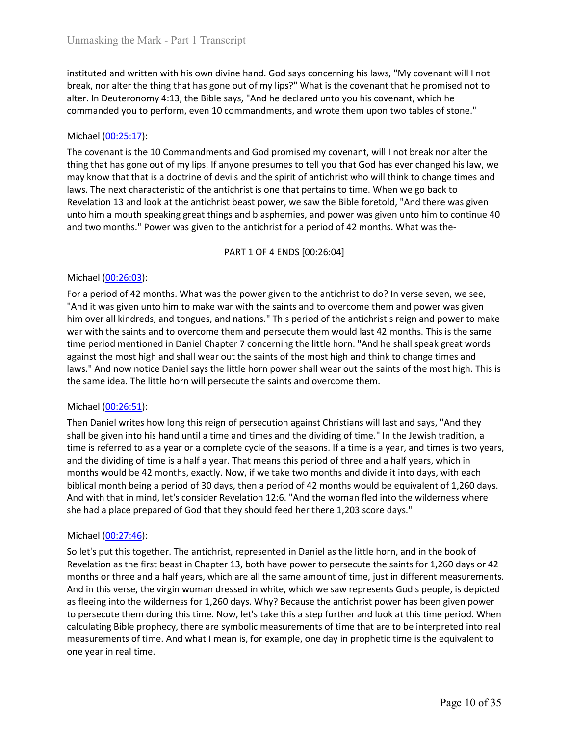instituted and written with his own divine hand. God says concerning his laws, "My covenant will I not break, nor alter the thing that has gone out of my lips?" What is the covenant that he promised not to alter. In Deuteronomy 4:13, the Bible says, "And he declared unto you his covenant, which he commanded you to perform, even 10 commandments, and wrote them upon two tables of stone."

Michael (00:25:17):

The covenant is the 10 Commandments and God promised my covenant, will I not break nor alter the thing that has gone out of my lips. If anyone presumes to tell you that God has ever changed his law, we may know that that is a doctrine of devils and the spirit of antichrist who will think to change times and laws. The next characteristic of the antichrist is one that pertains to time. When we go back to Revelation 13 and look at the antichrist beast power, we saw the Bible foretold, "And there was given unto him a mouth speaking great things and blasphemies, and power was given unto him to continue 40 and two months." Power was given to the antichrist for a period of 42 months. What was the-

PART 1 OF 4 ENDS [00:26:04]

Michael (00:26:03):

For a period of 42 months. What was the power given to the antichrist to do? In verse seven, we see, "And it was given unto him to make war with the saints and to overcome them and power was given him over all kindreds, and tongues, and nations." This period of the antichrist's reign and power to make war with the saints and to overcome them and persecute them would last 42 months. This is the same time period mentioned in Daniel Chapter 7 concerning the little horn. "And he shall speak great words against the most high and shall wear out the saints of the most high and think to change times and laws." And now notice Daniel says the little horn power shall wear out the saints of the most high. This is the same idea. The little horn will persecute the saints and overcome them.

Michael (00:26:51):

Then Daniel writes how long this reign of persecution against Christians will last and says, "And they shall be given into his hand until a time and times and the dividing of time." In the Jewish tradition, a time is referred to as a year or a complete cycle of the seasons. If a time is a year, and times is two years, and the dividing of time is a half a year. That means this period of three and a half years, which in months would be 42 months, exactly. Now, if we take two months and divide it into days, with each biblical month being a period of 30 days, then a period of 42 months would be equivalent of 1,260 days. And with that in mind, let's consider Revelation 12:6. "And the woman fled into the wilderness where she had a place prepared of God that they should feed her there 1,203 score days."

Michael (00:27:46):

So let's put this together. The antichrist, represented in Daniel as the little horn, and in the book of Revelation as the first beast in Chapter 13, both have power to persecute the saints for 1,260 days or 42 months or three and a half years, which are all the same amount of time, just in different measurements. And in this verse, the virgin woman dressed in white, which we saw represents God's people, is depicted as fleeing into the wilderness for 1,260 days. Why? Because the antichrist power has been given power to persecute them during this time. Now, let's take this a step further and look at this time period. When calculating Bible prophecy, there are symbolic measurements of time that are to be interpreted into real measurements of time. And what I mean is, for example, one day in prophetic time is the equivalent to one year in real time.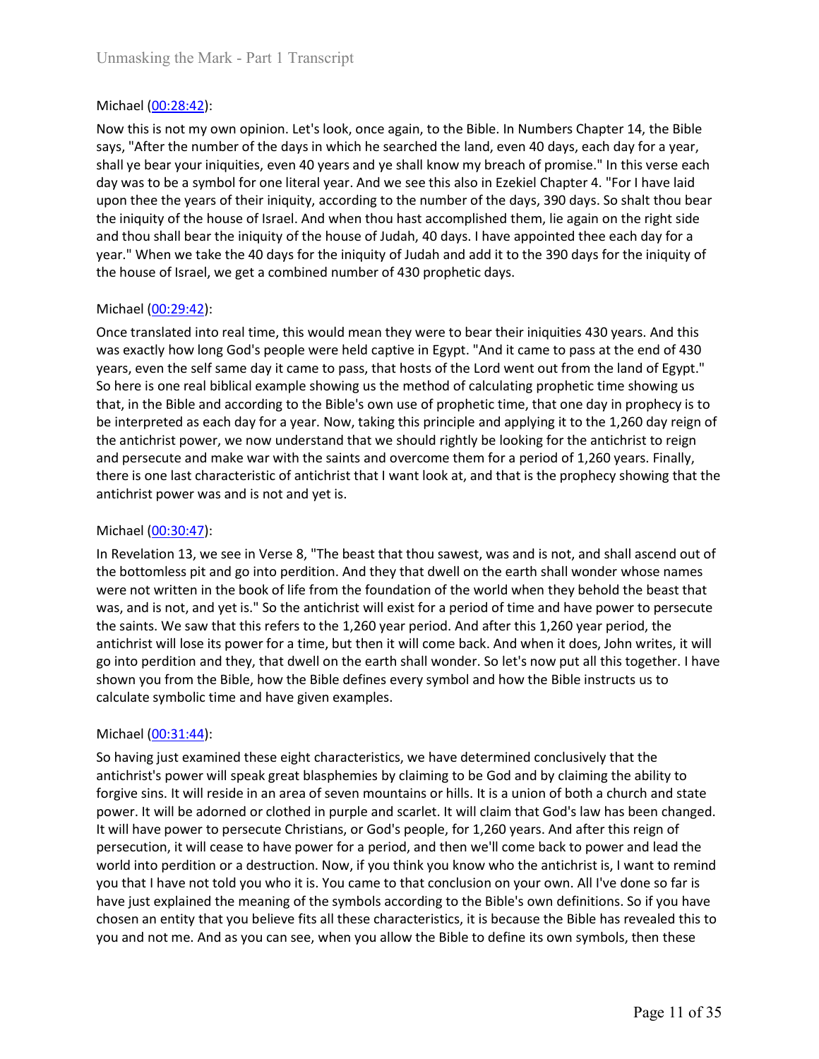Michael ([00:28:42](#)):

Now this is not my own opinion. Let's look, once again, to the Bible. In Numbers Chapter 14, the Bible says, "After the number of the days in which he searched the land, even 40 days, each day for a year, shall ye bear your iniquities, even 40 years and ye shall know my breach of promise." In this verse each day was to be a symbol for one literal year. And we see this also in Ezekiel Chapter 4. "For I have laid upon thee the years of their iniquity, according to the number of the days, 390 days. So shalt thou bear the iniquity of the house of Israel. And when thou hast accomplished them, lie again on the right side and thou shall bear the iniquity of the house of Judah, 40 days. I have appointed thee each day for a year." When we take the 40 days for the iniquity of Judah and add it to the 390 days for the iniquity of the house of Israel, we get a combined number of 430 prophetic days.

Michael ([00:29:42](#)):

Once translated into real time, this would mean they were to bear their iniquities 430 years. And this was exactly how long God's people were held captive in Egypt. "And it came to pass at the end of 430 years, even the self same day it came to pass, that hosts of the Lord went out from the land of Egypt." So here is one real biblical example showing us the method of calculating prophetic time showing us that, in the Bible and according to the Bible's own use of prophetic time, that one day in prophecy is to be interpreted as each day for a year. Now, taking this principle and applying it to the 1,260 day reign of the antichrist power, we now understand that we should rightly be looking for the antichrist to reign and persecute and make war with the saints and overcome them for a period of 1,260 years. Finally, there is one last characteristic of antichrist that I want look at, and that is the prophecy showing that the antichrist power was and is not and yet is.

Michael ([00:30:47](#)):

In Revelation 13, we see in Verse 8, "The beast that thou sawest, was and is not, and shall ascend out of the bottomless pit and go into perdition. And they that dwell on the earth shall wonder whose names were not written in the book of life from the foundation of the world when they behold the beast that was, and is not, and yet is." So the antichrist will exist for a period of time and have power to persecute the saints. We saw that this refers to the 1,260 year period. And after this 1,260 year period, the antichrist will lose its power for a time, but then it will come back. And when it does, John writes, it will go into perdition and they, that dwell on the earth shall wonder. So let's now put all this together. I have shown you from the Bible, how the Bible defines every symbol and how the Bible instructs us to calculate symbolic time and have given examples.

Michael ([00:31:44](#)):

So having just examined these eight characteristics, we have determined conclusively that the antichrist's power will speak great blasphemies by claiming to be God and by claiming the ability to forgive sins. It will reside in an area of seven mountains or hills. It is a union of both a church and state power. It will be adorned or clothed in purple and scarlet. It will claim that God's law has been changed. It will have power to persecute Christians, or God's people, for 1,260 years. And after this reign of persecution, it will cease to have power for a period, and then we'll come back to power and lead the world into perdition or a destruction. Now, if you think you know who the antichrist is, I want to remind you that I have not told you who it is. You came to that conclusion on your own. All I've done so far is have just explained the meaning of the symbols according to the Bible's own definitions. So if you have chosen an entity that you believe fits all these characteristics, it is because the Bible has revealed this to you and not me. And as you can see, when you allow the Bible to define its own symbols, then these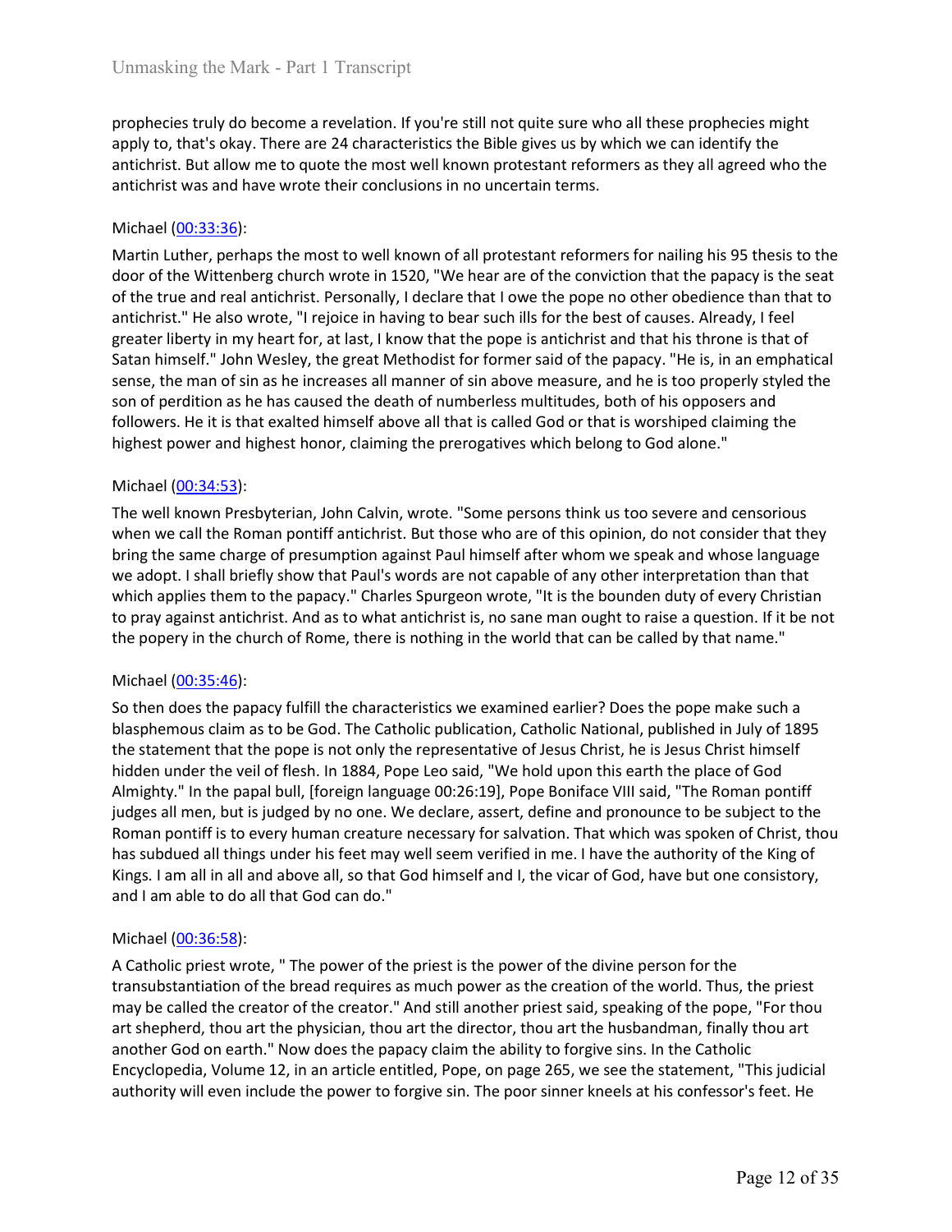prophecies truly do become a revelation. If you're still not quite sure who all these prophecies might apply to, that's okay. There are 24 characteristics the Bible gives us by which we can identify the antichrist. But allow me to quote the most well known protestant reformers as they all agreed who the antichrist was and have wrote their conclusions in no uncertain terms.

Michael (00:33:36):

Martin Luther, perhaps the most to well known of all protestant reformers for nailing his 95 thesis to the door of the Wittenberg church wrote in 1520, "We hear are of the conviction that the papacy is the seat of the true and real antichrist. Personally, I declare that I owe the pope no other obedience than that to antichrist." He also wrote, "I rejoice in having to bear such ills for the best of causes. Already, I feel greater liberty in my heart for, at last, I know that the pope is antichrist and that his throne is that of Satan himself." John Wesley, the great Methodist for former said of the papacy. "He is, in an emphatical sense, the man of sin as he increases all manner of sin above measure, and he is too properly styled the son of perdition as he has caused the death of numberless multitudes, both of his opposers and followers. He it is that exalted himself above all that is called God or that is worshiped claiming the highest power and highest honor, claiming the prerogatives which belong to God alone."

Michael (00:34:53):

The well known Presbyterian, John Calvin, wrote. "Some persons think us too severe and censorious when we call the Roman pontiff antichrist. But those who are of this opinion, do not consider that they bring the same charge of presumption against Paul himself after whom we speak and whose language we adopt. I shall briefly show that Paul's words are not capable of any other interpretation than that which applies them to the papacy." Charles Spurgeon wrote, "It is the bounden duty of every Christian to pray against antichrist. And as to what antichrist is, no sane man ought to raise a question. If it be not the popery in the church of Rome, there is nothing in the world that can be called by that name."

Michael (00:35:46):

So then does the papacy fulfill the characteristics we examined earlier? Does the pope make such a blasphemous claim as to be God. The Catholic publication, Catholic National, published in July of 1895 the statement that the pope is not only the representative of Jesus Christ, he is Jesus Christ himself hidden under the veil of flesh. In 1884, Pope Leo said, "We hold upon this earth the place of God Almighty." In the papal bull, [foreign language 00:26:19], Pope Boniface VIII said, "The Roman pontiff judges all men, but is judged by no one. We declare, assert, define and pronounce to be subject to the Roman pontiff is to every human creature necessary for salvation. That which was spoken of Christ, thou has subdued all things under his feet may well seem verified in me. I have the authority of the King of Kings. I am all in all and above all, so that God himself and I, the vicar of God, have but one consistory, and I am able to do all that God can do."

Michael (00:36:58):

A Catholic priest wrote, " The power of the priest is the power of the divine person for the transubstantiation of the bread requires as much power as the creation of the world. Thus, the priest may be called the creator of the creator." And still another priest said, speaking of the pope, "For thou art shepherd, thou art the physician, thou art the director, thou art the husbandman, finally thou art another God on earth." Now does the papacy claim the ability to forgive sins. In the Catholic Encyclopedia, Volume 12, in an article entitled, Pope, on page 265, we see the statement, "This judicial authority will even include the power to forgive sin. The poor sinner kneels at his confessor's feet. He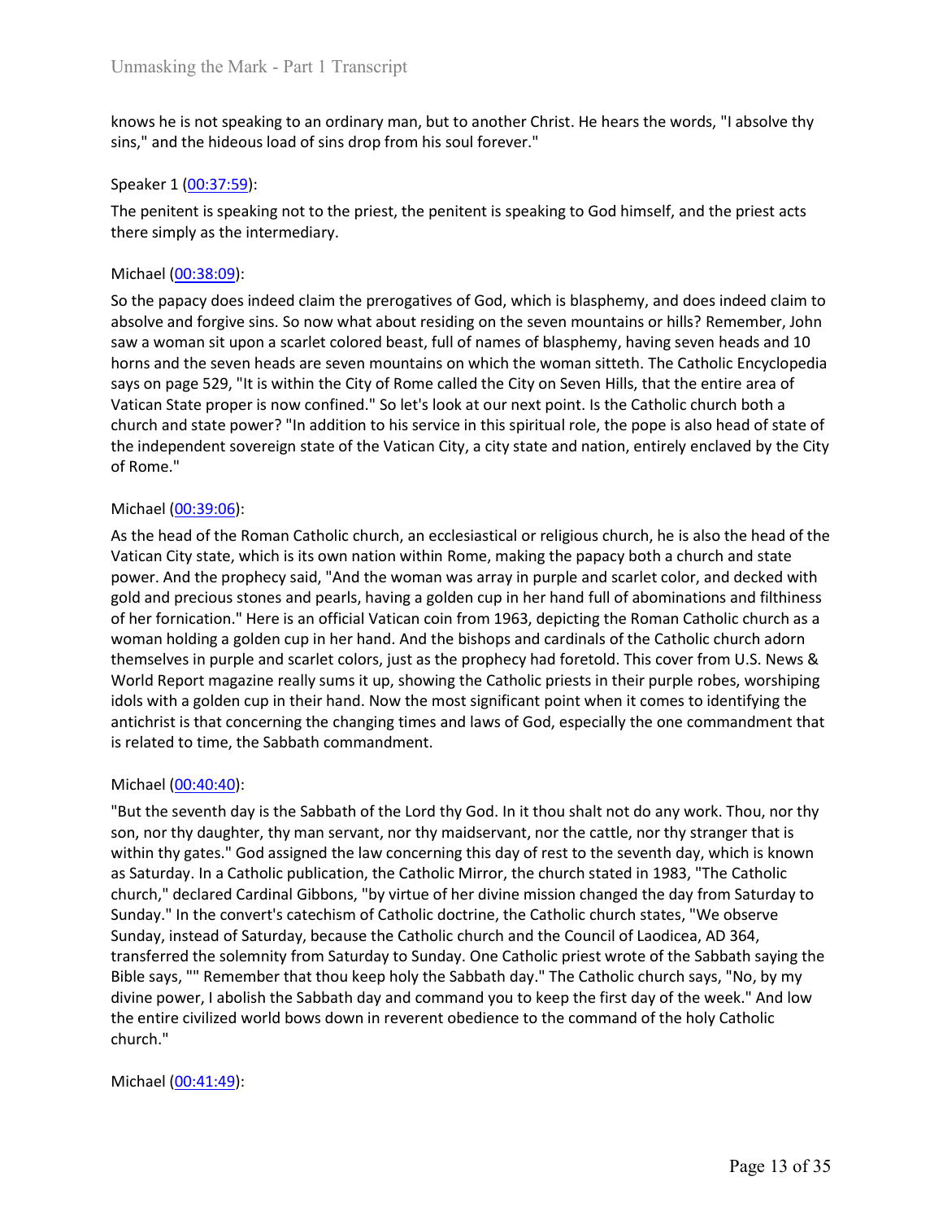knows he is not speaking to an ordinary man, but to another Christ. He hears the words, "I absolve thy sins," and the hideous load of sins drop from his soul forever."

Speaker 1 (00:37:59):

The penitent is speaking not to the priest, the penitent is speaking to God himself, and the priest acts there simply as the intermediary.

Michael (00:38:09):

So the papacy does indeed claim the prerogatives of God, which is blasphemy, and does indeed claim to absolve and forgive sins. So now what about residing on the seven mountains or hills? Remember, John saw a woman sit upon a scarlet colored beast, full of names of blasphemy, having seven heads and 10 horns and the seven heads are seven mountains on which the woman sitteth. The Catholic Encyclopedia says on page 529, "It is within the City of Rome called the City on Seven Hills, that the entire area of Vatican State proper is now confined." So let's look at our next point. Is the Catholic church both a church and state power? "In addition to his service in this spiritual role, the pope is also head of state of the independent sovereign state of the Vatican City, a city state and nation, entirely enclaved by the City of Rome."

Michael (00:39:06):

As the head of the Roman Catholic church, an ecclesiastical or religious church, he is also the head of the Vatican City state, which is its own nation within Rome, making the papacy both a church and state power. And the prophecy said, "And the woman was array in purple and scarlet color, and decked with gold and precious stones and pearls, having a golden cup in her hand full of abominations and filthiness of her fornication." Here is an official Vatican coin from 1963, depicting the Roman Catholic church as a woman holding a golden cup in her hand. And the bishops and cardinals of the Catholic church adorn themselves in purple and scarlet colors, just as the prophecy had foretold. This cover from U.S. News & World Report magazine really sums it up, showing the Catholic priests in their purple robes, worshiping idols with a golden cup in their hand. Now the most significant point when it comes to identifying the antichrist is that concerning the changing times and laws of God, especially the one commandment that is related to time, the Sabbath commandment.

Michael (00:40:40):

"But the seventh day is the Sabbath of the Lord thy God. In it thou shalt not do any work. Thou, nor thy son, nor thy daughter, thy man servant, nor thy maidservant, nor the cattle, nor thy stranger that is within thy gates." God assigned the law concerning this day of rest to the seventh day, which is known as Saturday. In a Catholic publication, the Catholic Mirror, the church stated in 1983, "The Catholic church," declared Cardinal Gibbons, "by virtue of her divine mission changed the day from Saturday to Sunday." In the convert's catechism of Catholic doctrine, the Catholic church states, "We observe Sunday, instead of Saturday, because the Catholic church and the Council of Laodicea, AD 364, transferred the solemnity from Saturday to Sunday. One Catholic priest wrote of the Sabbath saying the Bible says, "" Remember that thou keep holy the Sabbath day." The Catholic church says, "No, by my divine power, I abolish the Sabbath day and command you to keep the first day of the week." And low the entire civilized world bows down in reverent obedience to the command of the holy Catholic church."

Michael (00:41:49):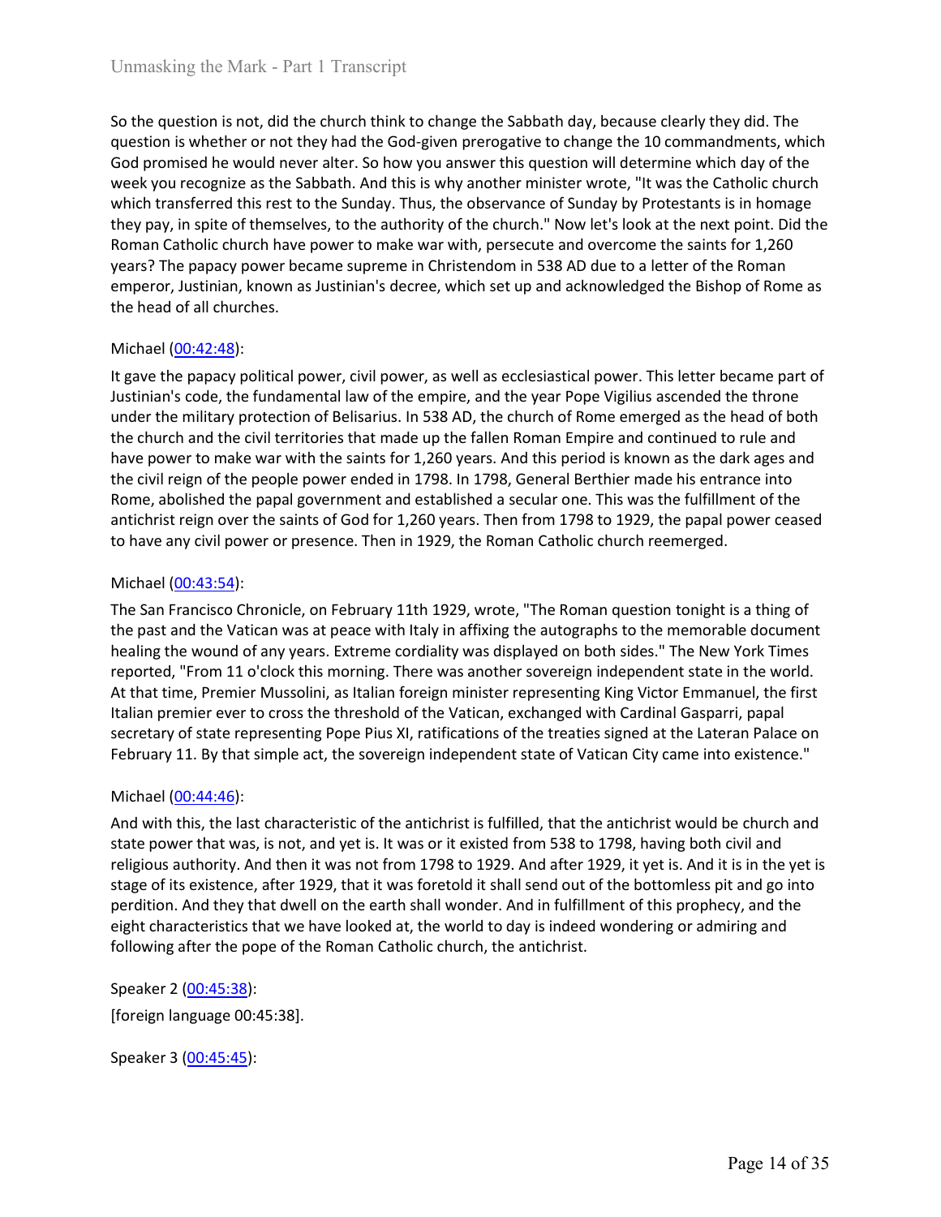So the question is not, did the church think to change the Sabbath day, because clearly they did. The question is whether or not they had the God-given prerogative to change the 10 commandments, which God promised he would never alter. So how you answer this question will determine which day of the week you recognize as the Sabbath. And this is why another minister wrote, "It was the Catholic church which transferred this rest to the Sunday. Thus, the observance of Sunday by Protestants is in homage they pay, in spite of themselves, to the authority of the church." Now let's look at the next point. Did the Roman Catholic church have power to make war with, persecute and overcome the saints for 1,260 years? The papacy power became supreme in Christendom in 538 AD due to a letter of the Roman emperor, Justinian, known as Justinian's decree, which set up and acknowledged the Bishop of Rome as the head of all churches.

Michael (00:42:48):

It gave the papacy political power, civil power, as well as ecclesiastical power. This letter became part of Justinian's code, the fundamental law of the empire, and the year Pope Vigilius ascended the throne under the military protection of Belisarius. In 538 AD, the church of Rome emerged as the head of both the church and the civil territories that made up the fallen Roman Empire and continued to rule and have power to make war with the saints for 1,260 years. And this period is known as the dark ages and the civil reign of the people power ended in 1798. In 1798, General Berthier made his entrance into Rome, abolished the papal government and established a secular one. This was the fulfillment of the antichrist reign over the saints of God for 1,260 years. Then from 1798 to 1929, the papal power ceased to have any civil power or presence. Then in 1929, the Roman Catholic church reemerged.

Michael (00:43:54):

The San Francisco Chronicle, on February 11th 1929, wrote, "The Roman question tonight is a thing of the past and the Vatican was at peace with Italy in affixing the autographs to the memorable document healing the wound of any years. Extreme cordiality was displayed on both sides." The New York Times reported, "From 11 o'clock this morning. There was another sovereign independent state in the world. At that time, Premier Mussolini, as Italian foreign minister representing King Victor Emmanuel, the first Italian premier ever to cross the threshold of the Vatican, exchanged with Cardinal Gasparri, papal secretary of state representing Pope Pius XI, ratifications of the treaties signed at the Lateran Palace on February 11. By that simple act, the sovereign independent state of Vatican City came into existence."

Michael (00:44:46):

And with this, the last characteristic of the antichrist is fulfilled, that the antichrist would be church and state power that was, is not, and yet is. It was or it existed from 538 to 1798, having both civil and religious authority. And then it was not from 1798 to 1929. And after 1929, it yet is. And it is in the yet is stage of its existence, after 1929, that it was foretold it shall send out of the bottomless pit and go into perdition. And they that dwell on the earth shall wonder. And in fulfillment of this prophecy, and the eight characteristics that we have looked at, the world to day is indeed wondering or admiring and following after the pope of the Roman Catholic church, the antichrist.

Speaker 2 (00:45:38):

[foreign language 00:45:38].

Speaker 3 (00:45:45):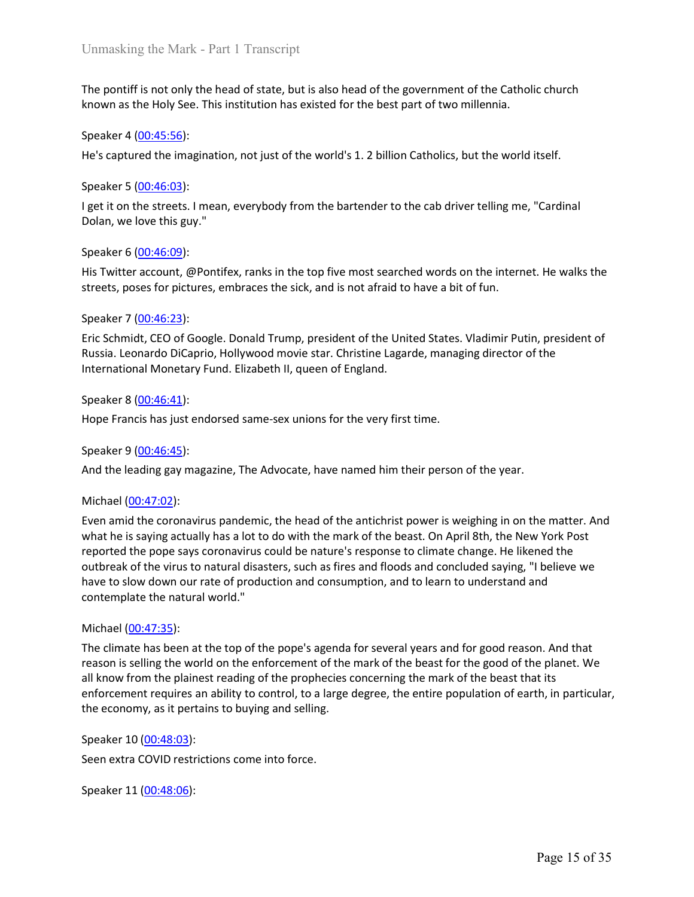The pontiff is not only the head of state, but is also head of the government of the Catholic church known as the Holy See. This institution has existed for the best part of two millennia.

Speaker 4 ([00:45:56](#)):

He's captured the imagination, not just of the world's 1. 2 billion Catholics, but the world itself.

Speaker 5 ([00:46:03](#)):

I get it on the streets. I mean, everybody from the bartender to the cab driver telling me, "Cardinal Dolan, we love this guy."

Speaker 6 ([00:46:09](#)):

His Twitter account, @Pontifex, ranks in the top five most searched words on the internet. He walks the streets, poses for pictures, embraces the sick, and is not afraid to have a bit of fun.

Speaker 7 ([00:46:23](#)):

Eric Schmidt, CEO of Google. Donald Trump, president of the United States. Vladimir Putin, president of Russia. Leonardo DiCaprio, Hollywood movie star. Christine Lagarde, managing director of the International Monetary Fund. Elizabeth II, queen of England.

Speaker 8 ([00:46:41](#)):

Hope Francis has just endorsed same-sex unions for the very first time.

Speaker 9 ([00:46:45](#)):

And the leading gay magazine, The Advocate, have named him their person of the year.

Michael ([00:47:02](#)):

Even amid the coronavirus pandemic, the head of the antichrist power is weighing in on the matter. And what he is saying actually has a lot to do with the mark of the beast. On April 8th, the New York Post reported the pope says coronavirus could be nature's response to climate change. He likened the outbreak of the virus to natural disasters, such as fires and floods and concluded saying, "I believe we have to slow down our rate of production and consumption, and to learn to understand and contemplate the natural world."

Michael ([00:47:35](#)):

The climate has been at the top of the pope's agenda for several years and for good reason. And that reason is selling the world on the enforcement of the mark of the beast for the good of the planet. We all know from the plainest reading of the prophecies concerning the mark of the beast that its enforcement requires an ability to control, to a large degree, the entire population of earth, in particular, the economy, as it pertains to buying and selling.

Speaker 10 ([00:48:03](#)):

Seen extra COVID restrictions come into force.

Speaker 11 ([00:48:06](#)):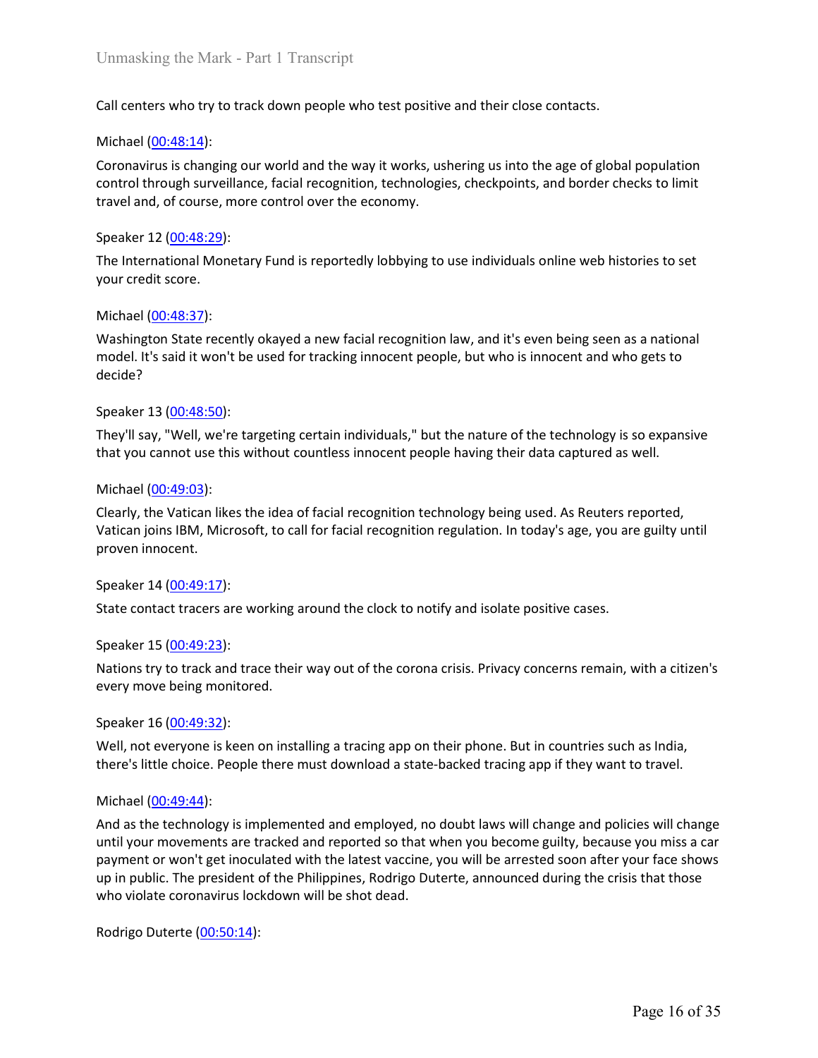Call centers who try to track down people who test positive and their close contacts.

Michael ([00:48:14](#)):

Coronavirus is changing our world and the way it works, ushering us into the age of global population control through surveillance, facial recognition, technologies, checkpoints, and border checks to limit travel and, of course, more control over the economy.

Speaker 12 ([00:48:29](#)):

The International Monetary Fund is reportedly lobbying to use individuals online web histories to set your credit score.

Michael ([00:48:37](#)):

Washington State recently okayed a new facial recognition law, and it's even being seen as a national model. It's said it won't be used for tracking innocent people, but who is innocent and who gets to decide?

Speaker 13 ([00:48:50](#)):

They'll say, "Well, we're targeting certain individuals," but the nature of the technology is so expansive that you cannot use this without countless innocent people having their data captured as well.

Michael ([00:49:03](#)):

Clearly, the Vatican likes the idea of facial recognition technology being used. As Reuters reported, Vatican joins IBM, Microsoft, to call for facial recognition regulation. In today's age, you are guilty until proven innocent.

Speaker 14 ([00:49:17](#)):

State contact tracers are working around the clock to notify and isolate positive cases.

Speaker 15 ([00:49:23](#)):

Nations try to track and trace their way out of the corona crisis. Privacy concerns remain, with a citizen's every move being monitored.

Speaker 16 ([00:49:32](#)):

Well, not everyone is keen on installing a tracing app on their phone. But in countries such as India, there's little choice. People there must download a state-backed tracing app if they want to travel.

Michael ([00:49:44](#)):

And as the technology is implemented and employed, no doubt laws will change and policies will change until your movements are tracked and reported so that when you become guilty, because you miss a car payment or won't get inoculated with the latest vaccine, you will be arrested soon after your face shows up in public. The president of the Philippines, Rodrigo Duterte, announced during the crisis that those who violate coronavirus lockdown will be shot dead.

Rodrigo Duterte ([00:50:14](#)):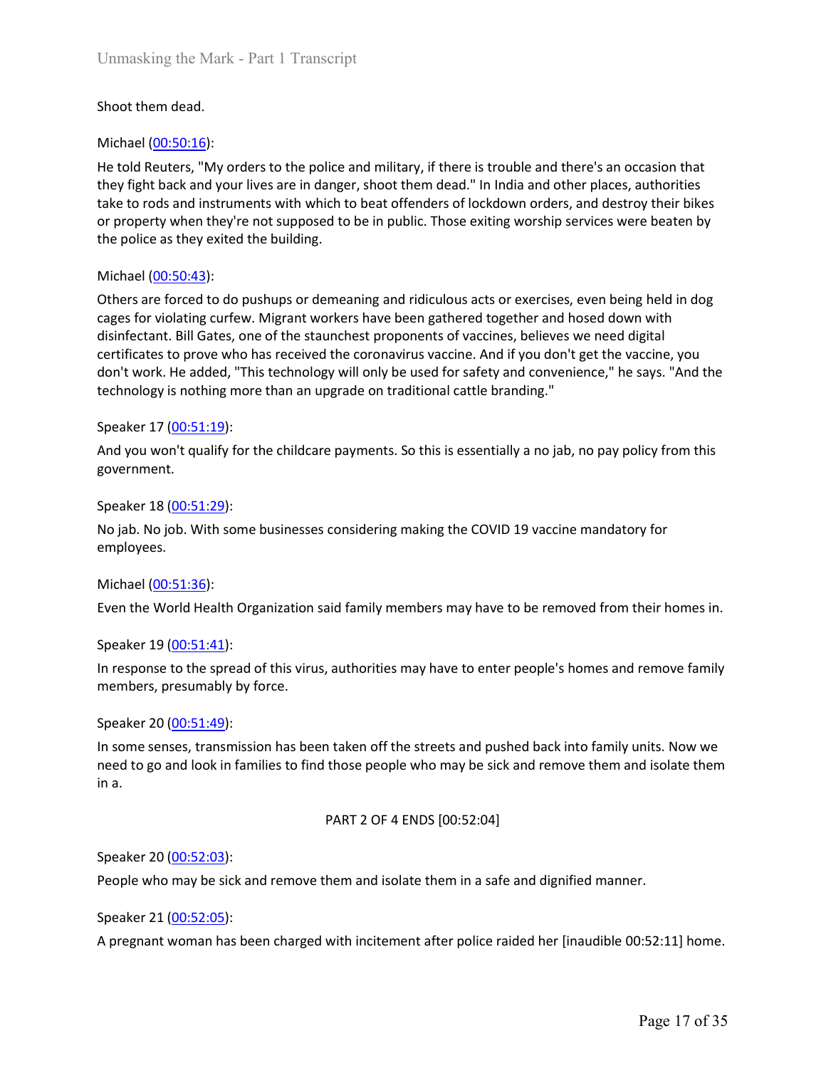Shoot them dead.

Michael ([00:50:16](#)):

He told Reuters, "My orders to the police and military, if there is trouble and there's an occasion that they fight back and your lives are in danger, shoot them dead." In India and other places, authorities take to rods and instruments with which to beat offenders of lockdown orders, and destroy their bikes or property when they're not supposed to be in public. Those exiting worship services were beaten by the police as they exited the building.

Michael ([00:50:43](#)):

Others are forced to do pushups or demeaning and ridiculous acts or exercises, even being held in dog cages for violating curfew. Migrant workers have been gathered together and hosed down with disinfectant. Bill Gates, one of the staunchest proponents of vaccines, believes we need digital certificates to prove who has received the coronavirus vaccine. And if you don't get the vaccine, you don't work. He added, "This technology will only be used for safety and convenience," he says. "And the technology is nothing more than an upgrade on traditional cattle branding."

Speaker 17 ([00:51:19](#)):

And you won't qualify for the childcare payments. So this is essentially a no jab, no pay policy from this government.

Speaker 18 ([00:51:29](#)):

No jab. No job. With some businesses considering making the COVID 19 vaccine mandatory for employees.

Michael ([00:51:36](#)):

Even the World Health Organization said family members may have to be removed from their homes in.

Speaker 19 ([00:51:41](#)):

In response to the spread of this virus, authorities may have to enter people's homes and remove family members, presumably by force.

Speaker 20 ([00:51:49](#)):

In some senses, transmission has been taken off the streets and pushed back into family units. Now we need to go and look in families to find those people who may be sick and remove them and isolate them in a.

PART 2 OF 4 ENDS [00:52:04]

Speaker 20 ([00:52:03](#)):

People who may be sick and remove them and isolate them in a safe and dignified manner.

Speaker 21 ([00:52:05](#)):

A pregnant woman has been charged with incitement after police raided her [inaudible 00:52:11] home.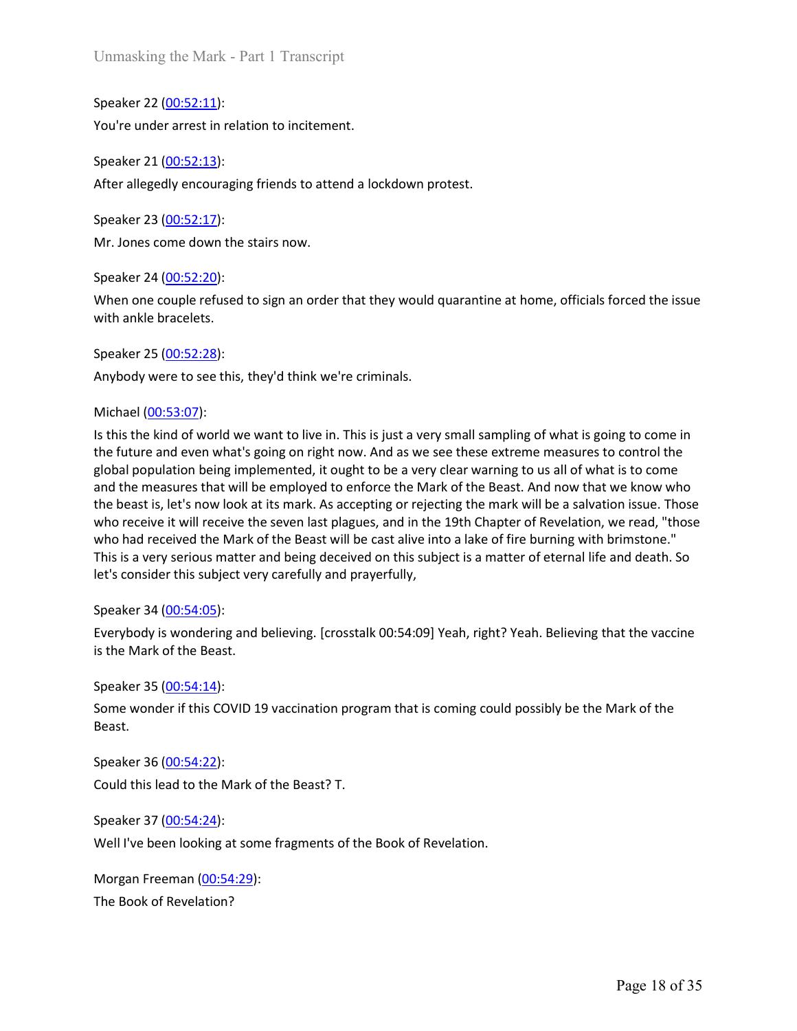Speaker 22 (00:52:11):

You're under arrest in relation to incitement.

Speaker 21 (00:52:13):

After allegedly encouraging friends to attend a lockdown protest.

Speaker 23 (00:52:17):

Mr. Jones come down the stairs now.

Speaker 24 (00:52:20):

When one couple refused to sign an order that they would quarantine at home, officials forced the issue with ankle bracelets.

Speaker 25 (00:52:28):

Anybody were to see this, they'd think we're criminals.

Michael (00:53:07):

Is this the kind of world we want to live in. This is just a very small sampling of what is going to come in the future and even what's going on right now. And as we see these extreme measures to control the global population being implemented, it ought to be a very clear warning to us all of what is to come and the measures that will be employed to enforce the Mark of the Beast. And now that we know who the beast is, let's now look at its mark. As accepting or rejecting the mark will be a salvation issue. Those who receive it will receive the seven last plagues, and in the 19th Chapter of Revelation, we read, "those who had received the Mark of the Beast will be cast alive into a lake of fire burning with brimstone." This is a very serious matter and being deceived on this subject is a matter of eternal life and death. So let's consider this subject very carefully and prayerfully,

Speaker 34 (00:54:05):

Everybody is wondering and believing. [crosstalk 00:54:09] Yeah, right? Yeah. Believing that the vaccine is the Mark of the Beast.

Speaker 35 (00:54:14):

Some wonder if this COVID 19 vaccination program that is coming could possibly be the Mark of the Beast.

Speaker 36 (00:54:22):

Could this lead to the Mark of the Beast? T.

Speaker 37 (00:54:24):

Well I've been looking at some fragments of the Book of Revelation.

Morgan Freeman (00:54:29):

The Book of Revelation?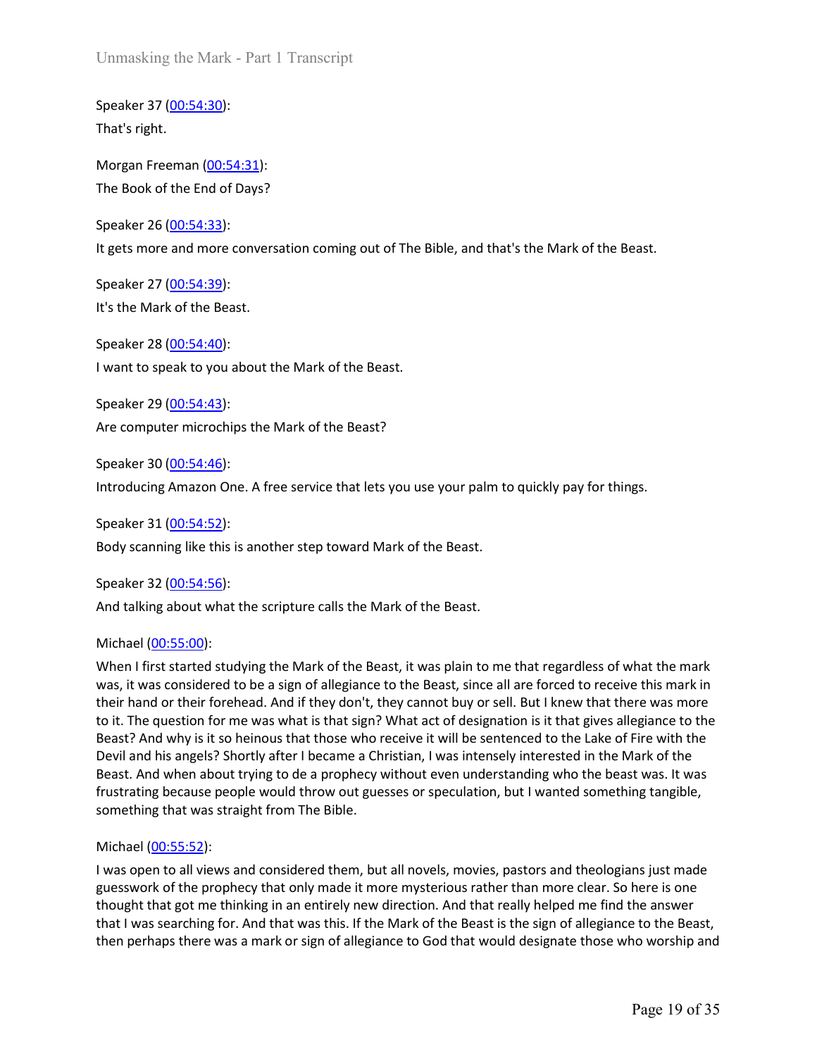Speaker 37 ([00:54:30](00:54:30)):
That's right.

Morgan Freeman ([00:54:31](00:54:31)):
The Book of the End of Days?

Speaker 26 ([00:54:33](00:54:33)):
It gets more and more conversation coming out of The Bible, and that's the Mark of the Beast.

Speaker 27 ([00:54:39](00:54:39)):
It's the Mark of the Beast.

Speaker 28 ([00:54:40](00:54:40)):
I want to speak to you about the Mark of the Beast.

Speaker 29 ([00:54:43](00:54:43)):
Are computer microchips the Mark of the Beast?

Speaker 30 ([00:54:46](00:54:46)):
Introducing Amazon One. A free service that lets you use your palm to quickly pay for things.

Speaker 31 ([00:54:52](00:54:52)):
Body scanning like this is another step toward Mark of the Beast.

Speaker 32 ([00:54:56](00:54:56)):
And talking about what the scripture calls the Mark of the Beast.

Michael ([00:55:00](00:55:00)):
When I first started studying the Mark of the Beast, it was plain to me that regardless of what the mark was, it was considered to be a sign of allegiance to the Beast, since all are forced to receive this mark in their hand or their forehead. And if they don't, they cannot buy or sell. But I knew that there was more to it. The question for me was what is that sign? What act of designation is it that gives allegiance to the Beast? And why is it so heinous that those who receive it will be sentenced to the Lake of Fire with the Devil and his angels? Shortly after I became a Christian, I was intensely interested in the Mark of the Beast. And when about trying to de a prophecy without even understanding who the beast was. It was frustrating because people would throw out guesses or speculation, but I wanted something tangible, something that was straight from The Bible.

Michael ([00:55:52](00:55:52)):
I was open to all views and considered them, but all novels, movies, pastors and theologians just made guesswork of the prophecy that only made it more mysterious rather than more clear. So here is one thought that got me thinking in an entirely new direction. And that really helped me find the answer that I was searching for. And that was this. If the Mark of the Beast is the sign of allegiance to the Beast, then perhaps there was a mark or sign of allegiance to God that would designate those who worship and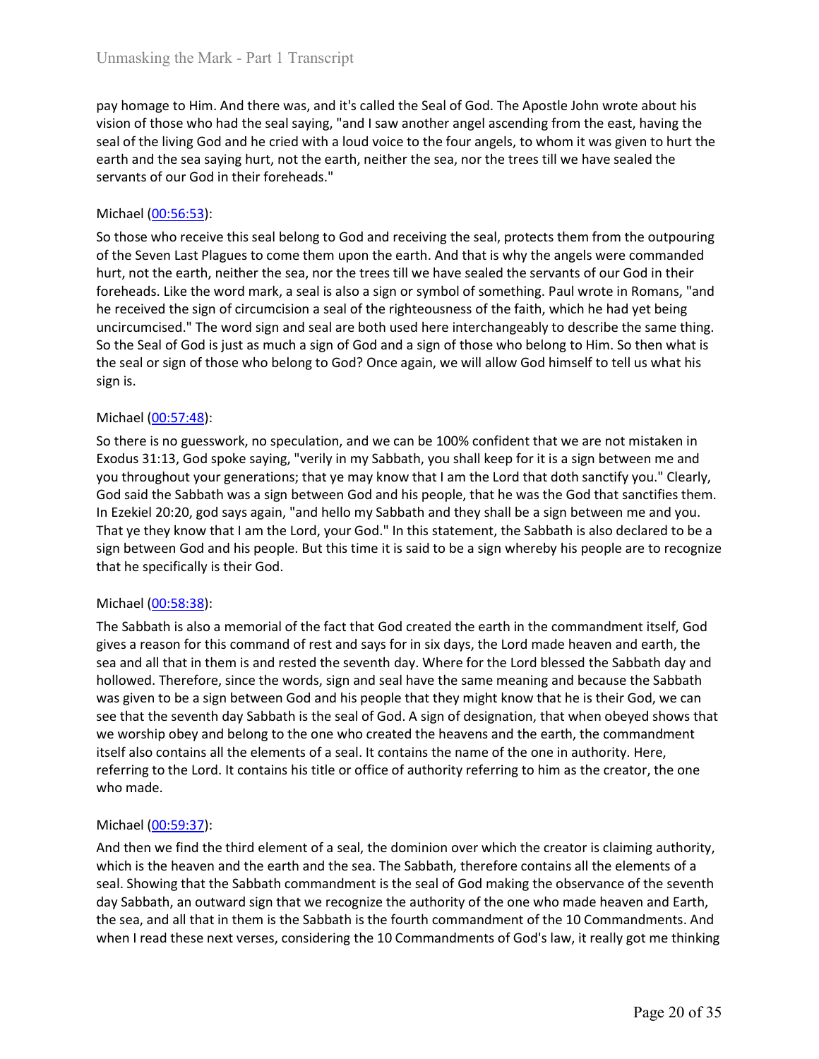pay homage to Him. And there was, and it's called the Seal of God. The Apostle John wrote about his vision of those who had the seal saying, "and I saw another angel ascending from the east, having the seal of the living God and he cried with a loud voice to the four angels, to whom it was given to hurt the earth and the sea saying hurt, not the earth, neither the sea, nor the trees till we have sealed the servants of our God in their foreheads."

Michael (00:56:53):

So those who receive this seal belong to God and receiving the seal, protects them from the outpouring of the Seven Last Plagues to come them upon the earth. And that is why the angels were commanded hurt, not the earth, neither the sea, nor the trees till we have sealed the servants of our God in their foreheads. Like the word mark, a seal is also a sign or symbol of something. Paul wrote in Romans, "and he received the sign of circumcision a seal of the righteousness of the faith, which he had yet being uncircumcised." The word sign and seal are both used here interchangeably to describe the same thing. So the Seal of God is just as much a sign of God and a sign of those who belong to Him. So then what is the seal or sign of those who belong to God? Once again, we will allow God himself to tell us what his sign is.

Michael (00:57:48):

So there is no guesswork, no speculation, and we can be 100% confident that we are not mistaken in Exodus 31:13, God spoke saying, "verily in my Sabbath, you shall keep for it is a sign between me and you throughout your generations; that ye may know that I am the Lord that doth sanctify you." Clearly, God said the Sabbath was a sign between God and his people, that he was the God that sanctifies them. In Ezekiel 20:20, god says again, "and hello my Sabbath and they shall be a sign between me and you. That ye they know that I am the Lord, your God." In this statement, the Sabbath is also declared to be a sign between God and his people. But this time it is said to be a sign whereby his people are to recognize that he specifically is their God.

Michael (00:58:38):

The Sabbath is also a memorial of the fact that God created the earth in the commandment itself, God gives a reason for this command of rest and says for in six days, the Lord made heaven and earth, the sea and all that in them is and rested the seventh day. Where for the Lord blessed the Sabbath day and hollowed. Therefore, since the words, sign and seal have the same meaning and because the Sabbath was given to be a sign between God and his people that they might know that he is their God, we can see that the seventh day Sabbath is the seal of God. A sign of designation, that when obeyed shows that we worship obey and belong to the one who created the heavens and the earth, the commandment itself also contains all the elements of a seal. It contains the name of the one in authority. Here, referring to the Lord. It contains his title or office of authority referring to him as the creator, the one who made.

Michael (00:59:37):

And then we find the third element of a seal, the dominion over which the creator is claiming authority, which is the heaven and the earth and the sea. The Sabbath, therefore contains all the elements of a seal. Showing that the Sabbath commandment is the seal of God making the observance of the seventh day Sabbath, an outward sign that we recognize the authority of the one who made heaven and Earth, the sea, and all that in them is the Sabbath is the fourth commandment of the 10 Commandments. And when I read these next verses, considering the 10 Commandments of God's law, it really got me thinking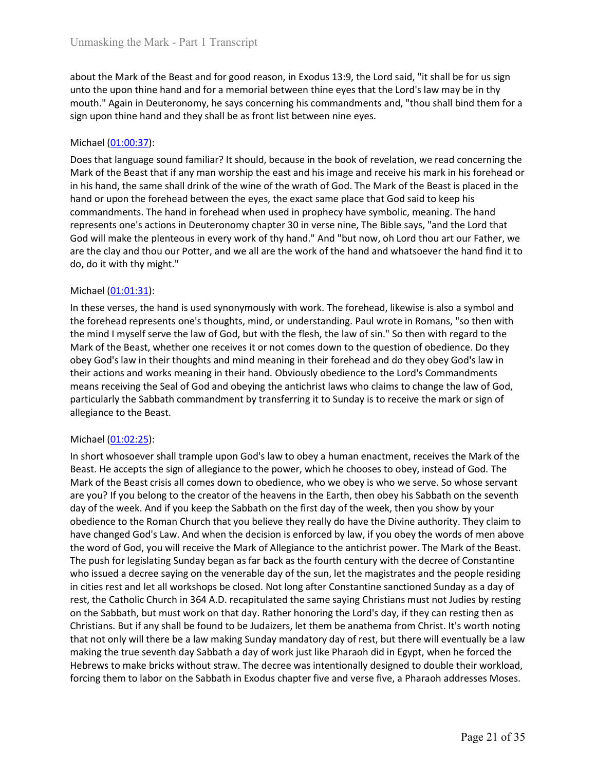about the Mark of the Beast and for good reason, in Exodus 13:9, the Lord said, "it shall be for us sign unto the upon thine hand and for a memorial between thine eyes that the Lord's law may be in thy mouth." Again in Deuteronomy, he says concerning his commandments and, "thou shall bind them for a sign upon thine hand and they shall be as front list between nine eyes.

Michael ([01:00:37]):

Does that language sound familiar? It should, because in the book of revelation, we read concerning the Mark of the Beast that if any man worship the east and his image and receive his mark in his forehead or in his hand, the same shall drink of the wine of the wrath of God. The Mark of the Beast is placed in the hand or upon the forehead between the eyes, the exact same place that God said to keep his commandments. The hand in forehead when used in prophecy have symbolic, meaning. The hand represents one's actions in Deuteronomy chapter 30 in verse nine, The Bible says, "and the Lord that God will make the plenteous in every work of thy hand." And "but now, oh Lord thou art our Father, we are the clay and thou our Potter, and we all are the work of the hand and whatsoever the hand find it to do, do it with thy might."

Michael ([01:01:31]):

In these verses, the hand is used synonymously with work. The forehead, likewise is also a symbol and the forehead represents one's thoughts, mind, or understanding. Paul wrote in Romans, "so then with the mind I myself serve the law of God, but with the flesh, the law of sin." So then with regard to the Mark of the Beast, whether one receives it or not comes down to the question of obedience. Do they obey God's law in their thoughts and mind meaning in their forehead and do they obey God's law in their actions and works meaning in their hand. Obviously obedience to the Lord's Commandments means receiving the Seal of God and obeying the antichrist laws who claims to change the law of God, particularly the Sabbath commandment by transferring it to Sunday is to receive the mark or sign of allegiance to the Beast.

Michael ([01:02:25]):

In short whosoever shall trample upon God's law to obey a human enactment, receives the Mark of the Beast. He accepts the sign of allegiance to the power, which he chooses to obey, instead of God. The Mark of the Beast crisis all comes down to obedience, who we obey is who we serve. So whose servant are you? If you belong to the creator of the heavens in the Earth, then obey his Sabbath on the seventh day of the week. And if you keep the Sabbath on the first day of the week, then you show by your obedience to the Roman Church that you believe they really do have the Divine authority. They claim to have changed God's Law. And when the decision is enforced by law, if you obey the words of men above the word of God, you will receive the Mark of Allegiance to the antichrist power. The Mark of the Beast. The push for legislating Sunday began as far back as the fourth century with the decree of Constantine who issued a decree saying on the venerable day of the sun, let the magistrates and the people residing in cities rest and let all workshops be closed. Not long after Constantine sanctioned Sunday as a day of rest, the Catholic Church in 364 A.D. recapitulated the same saying Christians must not Judies by resting on the Sabbath, but must work on that day. Rather honoring the Lord's day, if they can resting then as Christians. But if any shall be found to be Judaizers, let them be anathema from Christ. It's worth noting that not only will there be a law making Sunday mandatory day of rest, but there will eventually be a law making the true seventh day Sabbath a day of work just like Pharaoh did in Egypt, when he forced the Hebrews to make bricks without straw. The decree was intentionally designed to double their workload, forcing them to labor on the Sabbath in Exodus chapter five and verse five, a Pharaoh addresses Moses.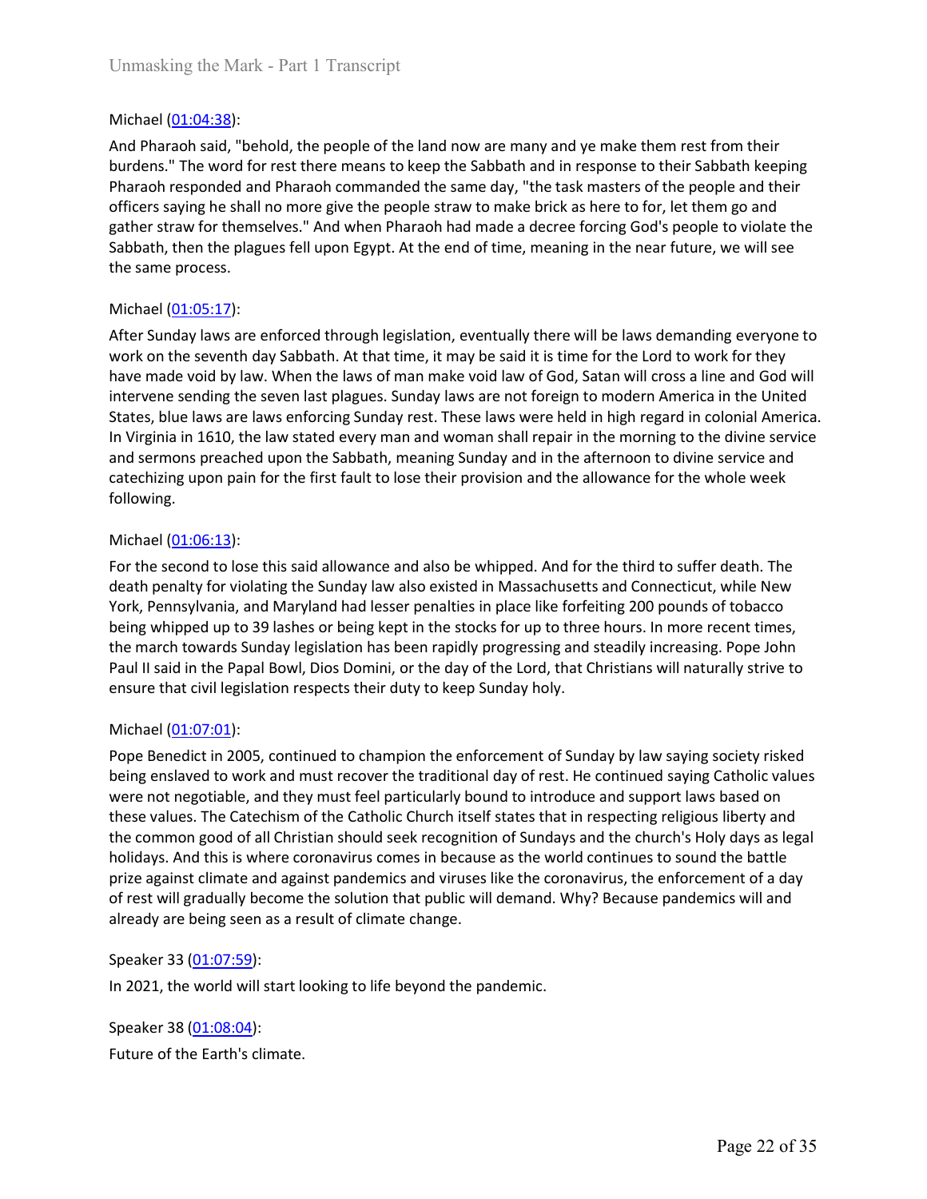Michael (01:04:38):

And Pharaoh said, "behold, the people of the land now are many and ye make them rest from their burdens." The word for rest there means to keep the Sabbath and in response to their Sabbath keeping Pharaoh responded and Pharaoh commanded the same day, "the task masters of the people and their officers saying he shall no more give the people straw to make brick as here to for, let them go and gather straw for themselves." And when Pharaoh had made a decree forcing God's people to violate the Sabbath, then the plagues fell upon Egypt. At the end of time, meaning in the near future, we will see the same process.

Michael (01:05:17):

After Sunday laws are enforced through legislation, eventually there will be laws demanding everyone to work on the seventh day Sabbath. At that time, it may be said it is time for the Lord to work for they have made void by law. When the laws of man make void law of God, Satan will cross a line and God will intervene sending the seven last plagues. Sunday laws are not foreign to modern America in the United States, blue laws are laws enforcing Sunday rest. These laws were held in high regard in colonial America. In Virginia in 1610, the law stated every man and woman shall repair in the morning to the divine service and sermons preached upon the Sabbath, meaning Sunday and in the afternoon to divine service and catechizing upon pain for the first fault to lose their provision and the allowance for the whole week following.

Michael (01:06:13):

For the second to lose this said allowance and also be whipped. And for the third to suffer death. The death penalty for violating the Sunday law also existed in Massachusetts and Connecticut, while New York, Pennsylvania, and Maryland had lesser penalties in place like forfeiting 200 pounds of tobacco being whipped up to 39 lashes or being kept in the stocks for up to three hours. In more recent times, the march towards Sunday legislation has been rapidly progressing and steadily increasing. Pope John Paul II said in the Papal Bowl, Dios Domini, or the day of the Lord, that Christians will naturally strive to ensure that civil legislation respects their duty to keep Sunday holy.

Michael (01:07:01):

Pope Benedict in 2005, continued to champion the enforcement of Sunday by law saying society risked being enslaved to work and must recover the traditional day of rest. He continued saying Catholic values were not negotiable, and they must feel particularly bound to introduce and support laws based on these values. The Catechism of the Catholic Church itself states that in respecting religious liberty and the common good of all Christian should seek recognition of Sundays and the church's Holy days as legal holidays. And this is where coronavirus comes in because as the world continues to sound the battle prize against climate and against pandemics and viruses like the coronavirus, the enforcement of a day of rest will gradually become the solution that public will demand. Why? Because pandemics will and already are being seen as a result of climate change.

Speaker 33 (01:07:59):

In 2021, the world will start looking to life beyond the pandemic.

Speaker 38 (01:08:04):

Future of the Earth's climate.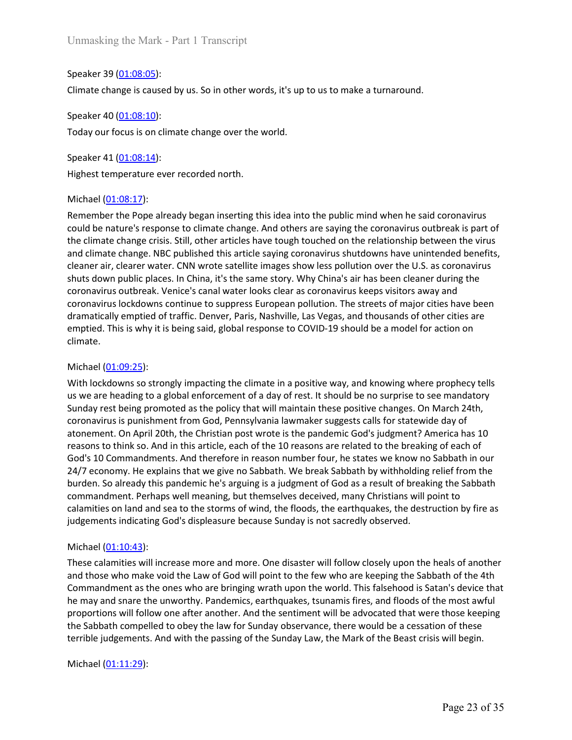Speaker 39 (01:08:05):

Climate change is caused by us. So in other words, it's up to us to make a turnaround.

Speaker 40 (01:08:10):

Today our focus is on climate change over the world.

Speaker 41 (01:08:14):

Highest temperature ever recorded north.

Michael (01:08:17):

Remember the Pope already began inserting this idea into the public mind when he said coronavirus could be nature's response to climate change. And others are saying the coronavirus outbreak is part of the climate change crisis. Still, other articles have tough touched on the relationship between the virus and climate change. NBC published this article saying coronavirus shutdowns have unintended benefits, cleaner air, clearer water. CNN wrote satellite images show less pollution over the U.S. as coronavirus shuts down public places. In China, it's the same story. Why China's air has been cleaner during the coronavirus outbreak. Venice's canal water looks clear as coronavirus keeps visitors away and coronavirus lockdowns continue to suppress European pollution. The streets of major cities have been dramatically emptied of traffic. Denver, Paris, Nashville, Las Vegas, and thousands of other cities are emptied. This is why it is being said, global response to COVID-19 should be a model for action on climate.

Michael (01:09:25):

With lockdowns so strongly impacting the climate in a positive way, and knowing where prophecy tells us we are heading to a global enforcement of a day of rest. It should be no surprise to see mandatory Sunday rest being promoted as the policy that will maintain these positive changes. On March 24th, coronavirus is punishment from God, Pennsylvania lawmaker suggests calls for statewide day of atonement. On April 20th, the Christian post wrote is the pandemic God's judgment? America has 10 reasons to think so. And in this article, each of the 10 reasons are related to the breaking of each of God's 10 Commandments. And therefore in reason number four, he states we know no Sabbath in our 24/7 economy. He explains that we give no Sabbath. We break Sabbath by withholding relief from the burden. So already this pandemic he's arguing is a judgment of God as a result of breaking the Sabbath commandment. Perhaps well meaning, but themselves deceived, many Christians will point to calamities on land and sea to the storms of wind, the floods, the earthquakes, the destruction by fire as judgements indicating God's displeasure because Sunday is not sacredly observed.

Michael (01:10:43):

These calamities will increase more and more. One disaster will follow closely upon the heals of another and those who make void the Law of God will point to the few who are keeping the Sabbath of the 4th Commandment as the ones who are bringing wrath upon the world. This falsehood is Satan's device that he may and snare the unworthy. Pandemics, earthquakes, tsunamis fires, and floods of the most awful proportions will follow one after another. And the sentiment will be advocated that were those keeping the Sabbath compelled to obey the law for Sunday observance, there would be a cessation of these terrible judgements. And with the passing of the Sunday Law, the Mark of the Beast crisis will begin.

Michael (01:11:29):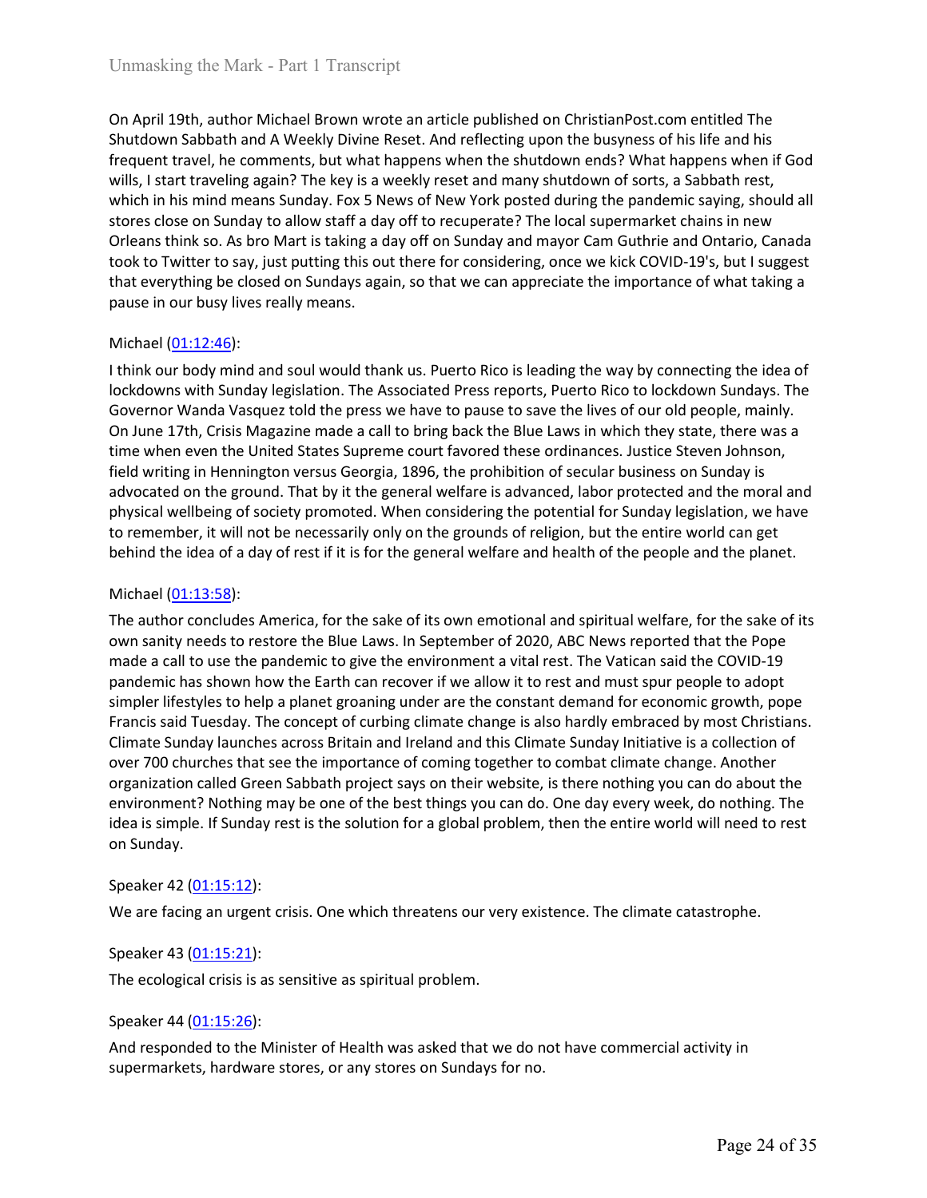On April 19th, author Michael Brown wrote an article published on ChristianPost.com entitled The Shutdown Sabbath and A Weekly Divine Reset. And reflecting upon the busyness of his life and his frequent travel, he comments, but what happens when the shutdown ends? What happens when if God wills, I start traveling again? The key is a weekly reset and many shutdown of sorts, a Sabbath rest, which in his mind means Sunday. Fox 5 News of New York posted during the pandemic saying, should all stores close on Sunday to allow staff a day off to recuperate? The local supermarket chains in new Orleans think so. As bro Mart is taking a day off on Sunday and mayor Cam Guthrie and Ontario, Canada took to Twitter to say, just putting this out there for considering, once we kick COVID-19's, but I suggest that everything be closed on Sundays again, so that we can appreciate the importance of what taking a pause in our busy lives really means.

Michael ([01:12:46]()):

I think our body mind and soul would thank us. Puerto Rico is leading the way by connecting the idea of lockdowns with Sunday legislation. The Associated Press reports, Puerto Rico to lockdown Sundays. The Governor Wanda Vasquez told the press we have to pause to save the lives of our old people, mainly. On June 17th, Crisis Magazine made a call to bring back the Blue Laws in which they state, there was a time when even the United States Supreme court favored these ordinances. Justice Steven Johnson, field writing in Hennington versus Georgia, 1896, the prohibition of secular business on Sunday is advocated on the ground. That by it the general welfare is advanced, labor protected and the moral and physical wellbeing of society promoted. When considering the potential for Sunday legislation, we have to remember, it will not be necessarily only on the grounds of religion, but the entire world can get behind the idea of a day of rest if it is for the general welfare and health of the people and the planet.

Michael ([01:13:58]()):

The author concludes America, for the sake of its own emotional and spiritual welfare, for the sake of its own sanity needs to restore the Blue Laws. In September of 2020, ABC News reported that the Pope made a call to use the pandemic to give the environment a vital rest. The Vatican said the COVID-19 pandemic has shown how the Earth can recover if we allow it to rest and must spur people to adopt simpler lifestyles to help a planet groaning under are the constant demand for economic growth, pope Francis said Tuesday. The concept of curbing climate change is also hardly embraced by most Christians. Climate Sunday launches across Britain and Ireland and this Climate Sunday Initiative is a collection of over 700 churches that see the importance of coming together to combat climate change. Another organization called Green Sabbath project says on their website, is there nothing you can do about the environment? Nothing may be one of the best things you can do. One day every week, do nothing. The idea is simple. If Sunday rest is the solution for a global problem, then the entire world will need to rest on Sunday.

Speaker 42 ([01:15:12]()):

We are facing an urgent crisis. One which threatens our very existence. The climate catastrophe.

Speaker 43 ([01:15:21]()):

The ecological crisis is as sensitive as spiritual problem.

Speaker 44 ([01:15:26]()):

And responded to the Minister of Health was asked that we do not have commercial activity in supermarkets, hardware stores, or any stores on Sundays for no.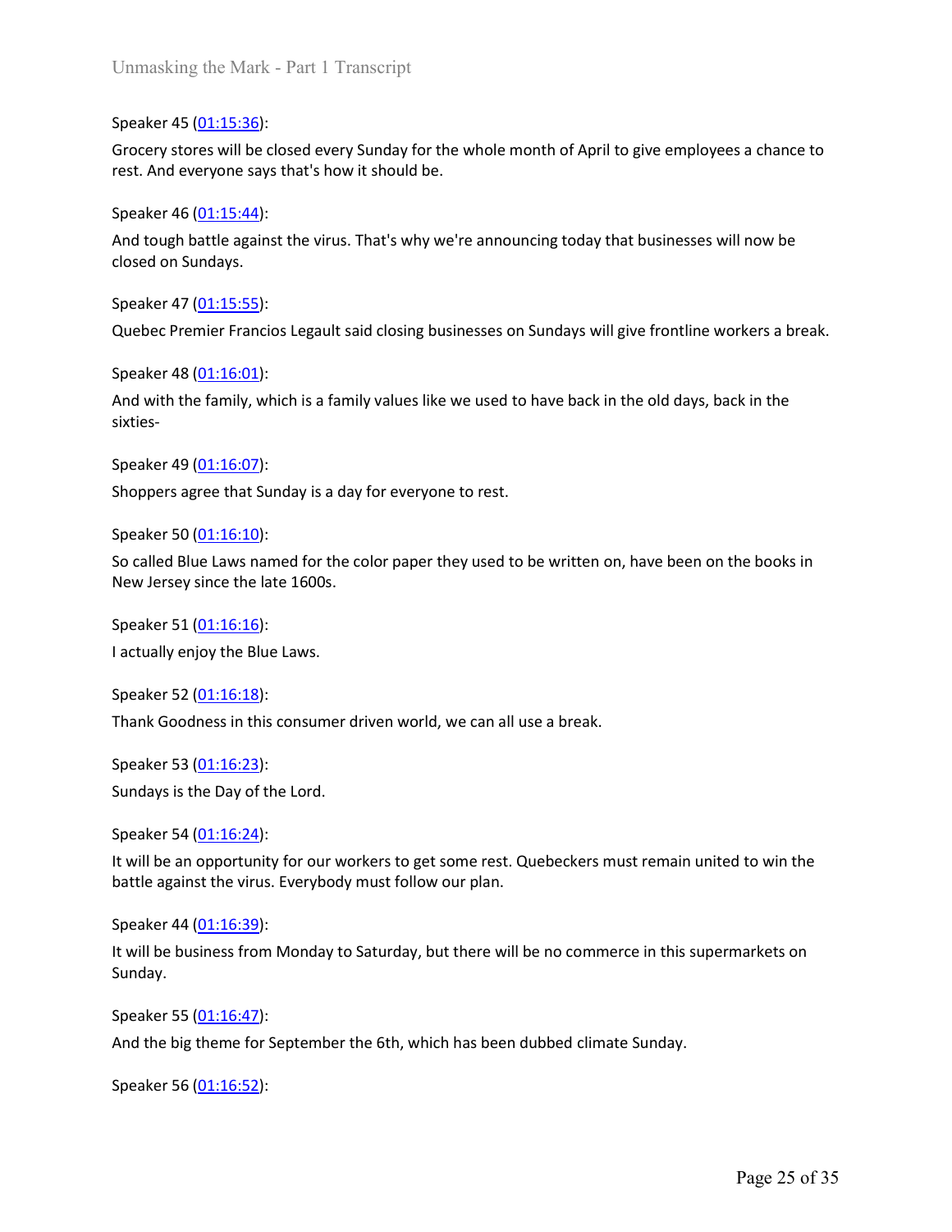Speaker 45 ([01:15:36]):

Grocery stores will be closed every Sunday for the whole month of April to give employees a chance to rest. And everyone says that's how it should be.

Speaker 46 ([01:15:44]):

And tough battle against the virus. That's why we're announcing today that businesses will now be closed on Sundays.

Speaker 47 ([01:15:55]):

Quebec Premier Francios Legault said closing businesses on Sundays will give frontline workers a break.

Speaker 48 ([01:16:01]):

And with the family, which is a family values like we used to have back in the old days, back in the sixties-

Speaker 49 ([01:16:07]):

Shoppers agree that Sunday is a day for everyone to rest.

Speaker 50 ([01:16:10]):

So called Blue Laws named for the color paper they used to be written on, have been on the books in New Jersey since the late 1600s.

Speaker 51 ([01:16:16]):

I actually enjoy the Blue Laws.

Speaker 52 ([01:16:18]):

Thank Goodness in this consumer driven world, we can all use a break.

Speaker 53 ([01:16:23]):

Sundays is the Day of the Lord.

Speaker 54 ([01:16:24]):

It will be an opportunity for our workers to get some rest. Quebeckers must remain united to win the battle against the virus. Everybody must follow our plan.

Speaker 44 ([01:16:39]):

It will be business from Monday to Saturday, but there will be no commerce in this supermarkets on Sunday.

Speaker 55 ([01:16:47]):

And the big theme for September the 6th, which has been dubbed climate Sunday.

Speaker 56 ([01:16:52]):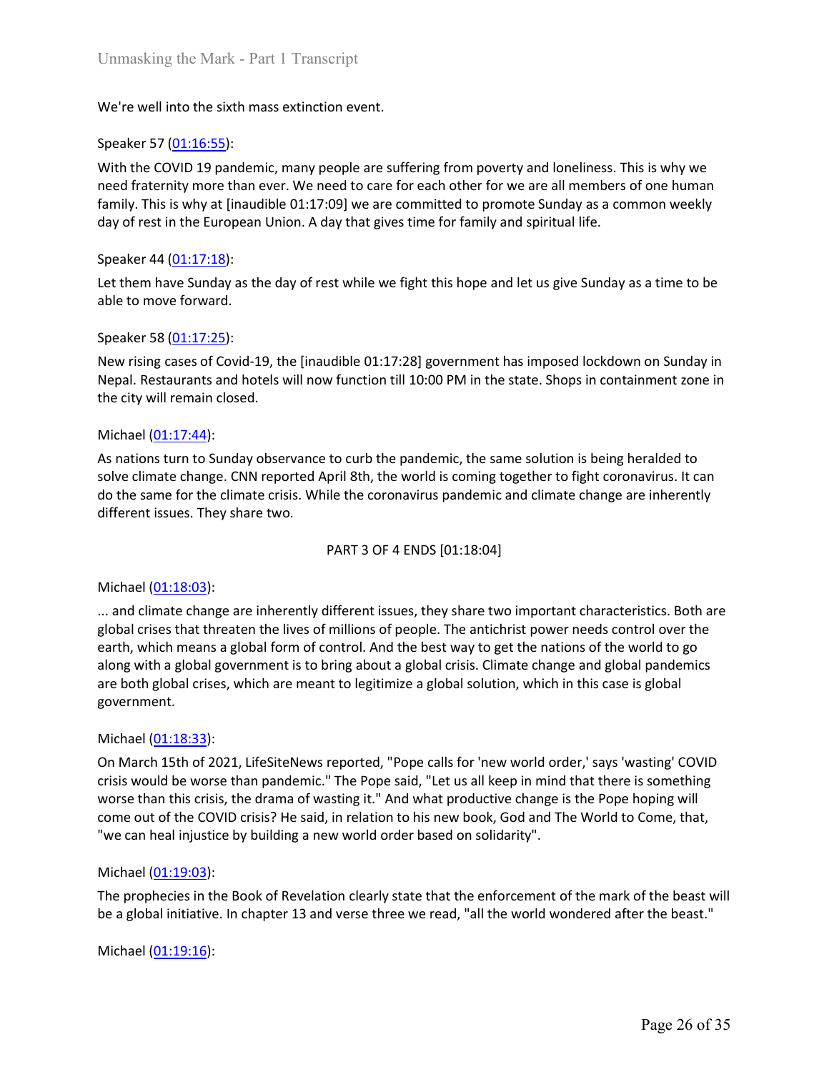We're well into the sixth mass extinction event.

Speaker 57 (01:16:55):

With the COVID 19 pandemic, many people are suffering from poverty and loneliness. This is why we need fraternity more than ever. We need to care for each other for we are all members of one human family. This is why at [inaudible 01:17:09] we are committed to promote Sunday as a common weekly day of rest in the European Union. A day that gives time for family and spiritual life.

Speaker 44 (01:17:18):

Let them have Sunday as the day of rest while we fight this hope and let us give Sunday as a time to be able to move forward.

Speaker 58 (01:17:25):

New rising cases of Covid-19, the [inaudible 01:17:28] government has imposed lockdown on Sunday in Nepal. Restaurants and hotels will now function till 10:00 PM in the state. Shops in containment zone in the city will remain closed.

Michael (01:17:44):

As nations turn to Sunday observance to curb the pandemic, the same solution is being heralded to solve climate change. CNN reported April 8th, the world is coming together to fight coronavirus. It can do the same for the climate crisis. While the coronavirus pandemic and climate change are inherently different issues. They share two.

PART 3 OF 4 ENDS [01:18:04]

Michael (01:18:03):

... and climate change are inherently different issues, they share two important characteristics. Both are global crises that threaten the lives of millions of people. The antichrist power needs control over the earth, which means a global form of control. And the best way to get the nations of the world to go along with a global government is to bring about a global crisis. Climate change and global pandemics are both global crises, which are meant to legitimize a global solution, which in this case is global government.

Michael (01:18:33):

On March 15th of 2021, LifeSiteNews reported, "Pope calls for 'new world order,' says 'wasting' COVID crisis would be worse than pandemic." The Pope said, "Let us all keep in mind that there is something worse than this crisis, the drama of wasting it." And what productive change is the Pope hoping will come out of the COVID crisis? He said, in relation to his new book, God and The World to Come, that, "we can heal injustice by building a new world order based on solidarity".

Michael (01:19:03):

The prophecies in the Book of Revelation clearly state that the enforcement of the mark of the beast will be a global initiative. In chapter 13 and verse three we read, "all the world wondered after the beast."

Michael (01:19:16):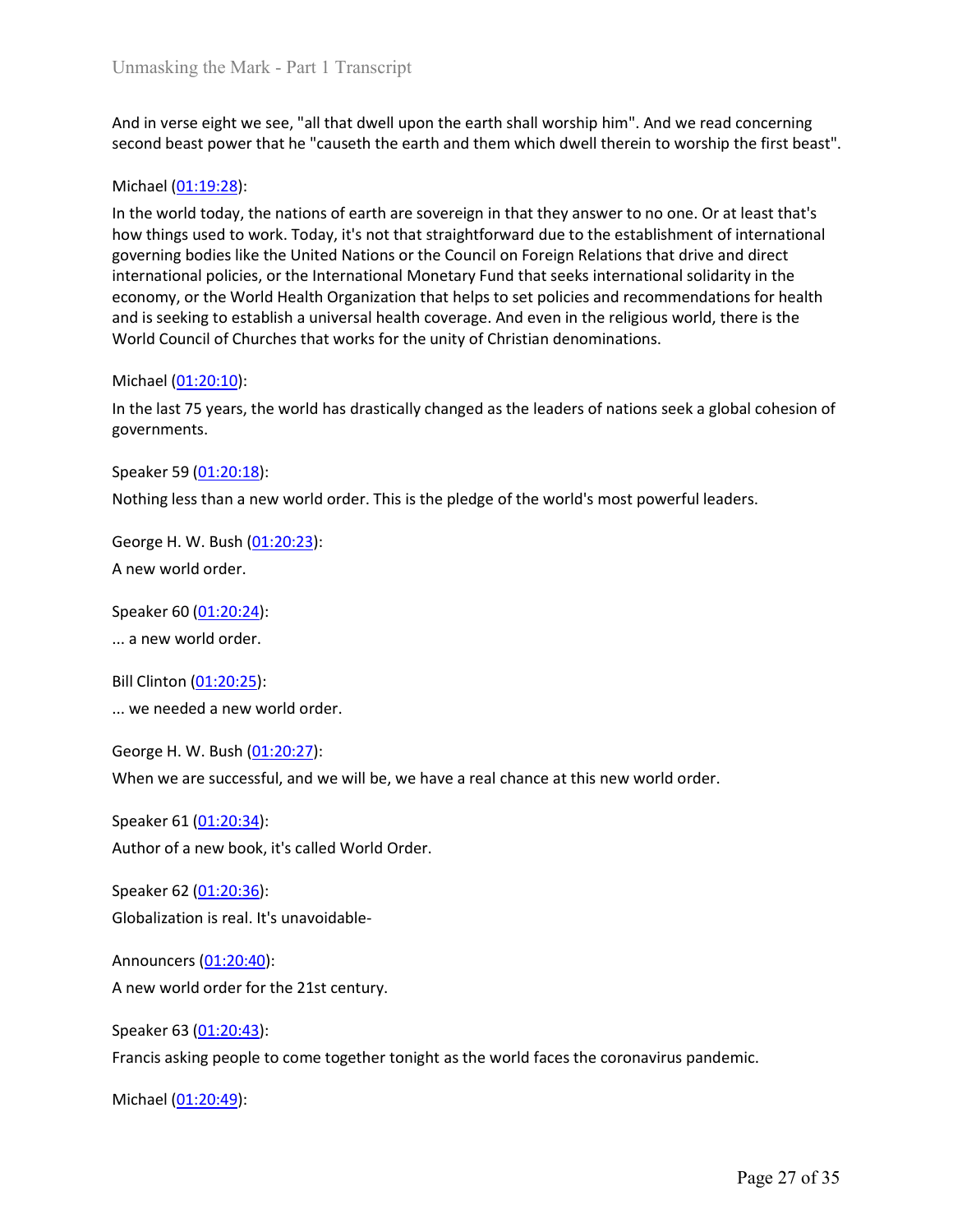And in verse eight we see, "all that dwell upon the earth shall worship him". And we read concerning second beast power that he "causeth the earth and them which dwell therein to worship the first beast".

Michael (01:19:28):

In the world today, the nations of earth are sovereign in that they answer to no one. Or at least that's how things used to work. Today, it's not that straightforward due to the establishment of international governing bodies like the United Nations or the Council on Foreign Relations that drive and direct international policies, or the International Monetary Fund that seeks international solidarity in the economy, or the World Health Organization that helps to set policies and recommendations for health and is seeking to establish a universal health coverage. And even in the religious world, there is the World Council of Churches that works for the unity of Christian denominations.

Michael (01:20:10):

In the last 75 years, the world has drastically changed as the leaders of nations seek a global cohesion of governments.

Speaker 59 (01:20:18):

Nothing less than a new world order. This is the pledge of the world's most powerful leaders.

George H. W. Bush (01:20:23):

A new world order.

Speaker 60 (01:20:24):

... a new world order.

Bill Clinton (01:20:25):

... we needed a new world order.

George H. W. Bush (01:20:27):

When we are successful, and we will be, we have a real chance at this new world order.

Speaker 61 (01:20:34):

Author of a new book, it's called World Order.

Speaker 62 (01:20:36):

Globalization is real. It's unavoidable-

Announcers (01:20:40):

A new world order for the 21st century.

Speaker 63 (01:20:43):

Francis asking people to come together tonight as the world faces the coronavirus pandemic.

Michael (01:20:49):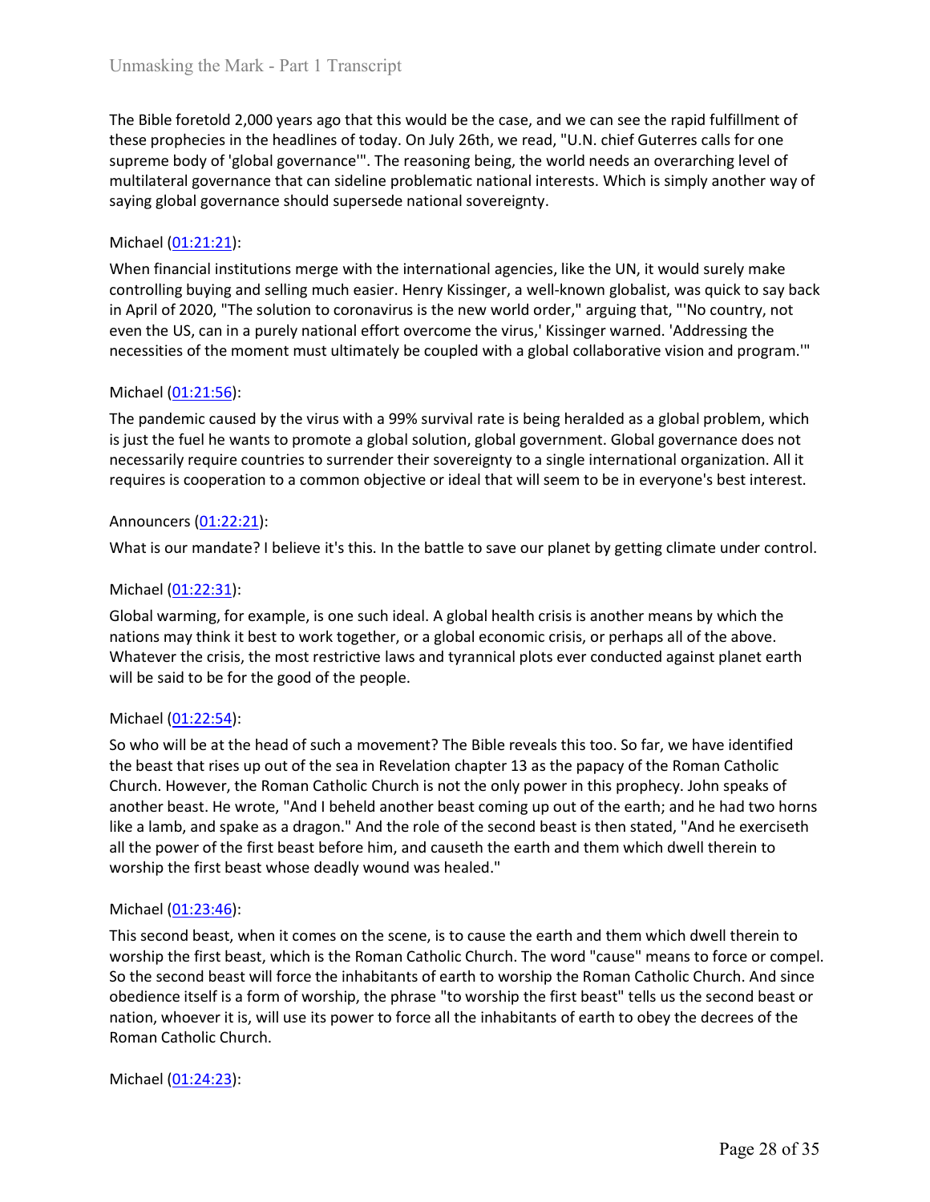The Bible foretold 2,000 years ago that this would be the case, and we can see the rapid fulfillment of these prophecies in the headlines of today. On July 26th, we read, "U.N. chief Guterres calls for one supreme body of 'global governance'". The reasoning being, the world needs an overarching level of multilateral governance that can sideline problematic national interests. Which is simply another way of saying global governance should supersede national sovereignty.

Michael (01:21:21):

When financial institutions merge with the international agencies, like the UN, it would surely make controlling buying and selling much easier. Henry Kissinger, a well-known globalist, was quick to say back in April of 2020, "The solution to coronavirus is the new world order," arguing that, "'No country, not even the US, can in a purely national effort overcome the virus,' Kissinger warned. 'Addressing the necessities of the moment must ultimately be coupled with a global collaborative vision and program.'"

Michael (01:21:56):

The pandemic caused by the virus with a 99% survival rate is being heralded as a global problem, which is just the fuel he wants to promote a global solution, global government. Global governance does not necessarily require countries to surrender their sovereignty to a single international organization. All it requires is cooperation to a common objective or ideal that will seem to be in everyone's best interest.

Announcers (01:22:21):

What is our mandate? I believe it's this. In the battle to save our planet by getting climate under control.

Michael (01:22:31):

Global warming, for example, is one such ideal. A global health crisis is another means by which the nations may think it best to work together, or a global economic crisis, or perhaps all of the above. Whatever the crisis, the most restrictive laws and tyrannical plots ever conducted against planet earth will be said to be for the good of the people.

Michael (01:22:54):

So who will be at the head of such a movement? The Bible reveals this too. So far, we have identified the beast that rises up out of the sea in Revelation chapter 13 as the papacy of the Roman Catholic Church. However, the Roman Catholic Church is not the only power in this prophecy. John speaks of another beast. He wrote, "And I beheld another beast coming up out of the earth; and he had two horns like a lamb, and spake as a dragon." And the role of the second beast is then stated, "And he exerciseth all the power of the first beast before him, and causeth the earth and them which dwell therein to worship the first beast whose deadly wound was healed."

Michael (01:23:46):

This second beast, when it comes on the scene, is to cause the earth and them which dwell therein to worship the first beast, which is the Roman Catholic Church. The word "cause" means to force or compel. So the second beast will force the inhabitants of earth to worship the Roman Catholic Church. And since obedience itself is a form of worship, the phrase "to worship the first beast" tells us the second beast or nation, whoever it is, will use its power to force all the inhabitants of earth to obey the decrees of the Roman Catholic Church.

Michael (01:24:23):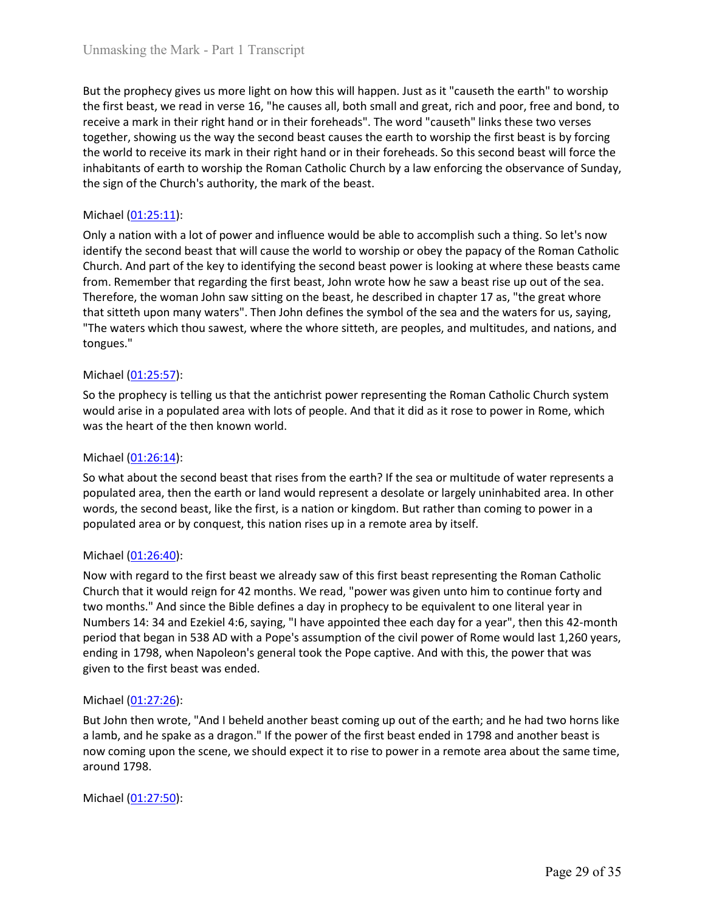But the prophecy gives us more light on how this will happen. Just as it "causeth the earth" to worship the first beast, we read in verse 16, "he causes all, both small and great, rich and poor, free and bond, to receive a mark in their right hand or in their foreheads". The word "causeth" links these two verses together, showing us the way the second beast causes the earth to worship the first beast is by forcing the world to receive its mark in their right hand or in their foreheads. So this second beast will force the inhabitants of earth to worship the Roman Catholic Church by a law enforcing the observance of Sunday, the sign of the Church's authority, the mark of the beast.

Michael ([01:25:11]):

Only a nation with a lot of power and influence would be able to accomplish such a thing. So let's now identify the second beast that will cause the world to worship or obey the papacy of the Roman Catholic Church. And part of the key to identifying the second beast power is looking at where these beasts came from. Remember that regarding the first beast, John wrote how he saw a beast rise up out of the sea. Therefore, the woman John saw sitting on the beast, he described in chapter 17 as, "the great whore that sitteth upon many waters". Then John defines the symbol of the sea and the waters for us, saying, "The waters which thou sawest, where the whore sitteth, are peoples, and multitudes, and nations, and tongues."

Michael ([01:25:57]):

So the prophecy is telling us that the antichrist power representing the Roman Catholic Church system would arise in a populated area with lots of people. And that it did as it rose to power in Rome, which was the heart of the then known world.

Michael ([01:26:14]):

So what about the second beast that rises from the earth? If the sea or multitude of water represents a populated area, then the earth or land would represent a desolate or largely uninhabited area. In other words, the second beast, like the first, is a nation or kingdom. But rather than coming to power in a populated area or by conquest, this nation rises up in a remote area by itself.

Michael ([01:26:40]):

Now with regard to the first beast we already saw of this first beast representing the Roman Catholic Church that it would reign for 42 months. We read, "power was given unto him to continue forty and two months." And since the Bible defines a day in prophecy to be equivalent to one literal year in Numbers 14: 34 and Ezekiel 4:6, saying, "I have appointed thee each day for a year", then this 42-month period that began in 538 AD with a Pope's assumption of the civil power of Rome would last 1,260 years, ending in 1798, when Napoleon's general took the Pope captive. And with this, the power that was given to the first beast was ended.

Michael ([01:27:26]):

But John then wrote, "And I beheld another beast coming up out of the earth; and he had two horns like a lamb, and he spake as a dragon." If the power of the first beast ended in 1798 and another beast is now coming upon the scene, we should expect it to rise to power in a remote area about the same time, around 1798.

Michael ([01:27:50]):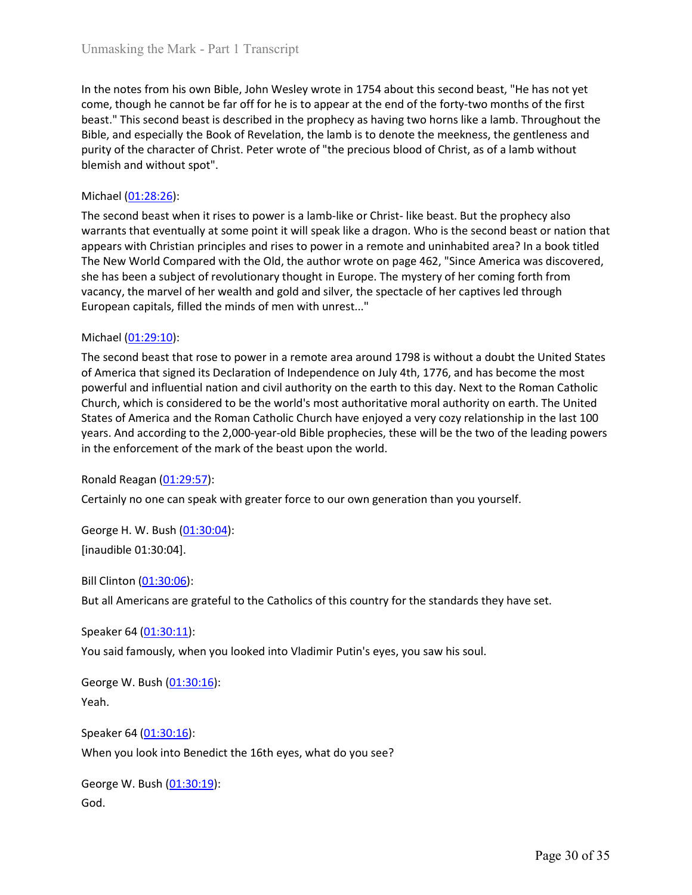In the notes from his own Bible, John Wesley wrote in 1754 about this second beast, "He has not yet come, though he cannot be far off for he is to appear at the end of the forty-two months of the first beast." This second beast is described in the prophecy as having two horns like a lamb. Throughout the Bible, and especially the Book of Revelation, the lamb is to denote the meekness, the gentleness and purity of the character of Christ. Peter wrote of "the precious blood of Christ, as of a lamb without blemish and without spot".

Michael (01:28:26):

The second beast when it rises to power is a lamb-like or Christ- like beast. But the prophecy also warrants that eventually at some point it will speak like a dragon. Who is the second beast or nation that appears with Christian principles and rises to power in a remote and uninhabited area? In a book titled The New World Compared with the Old, the author wrote on page 462, "Since America was discovered, she has been a subject of revolutionary thought in Europe. The mystery of her coming forth from vacancy, the marvel of her wealth and gold and silver, the spectacle of her captives led through European capitals, filled the minds of men with unrest..."

Michael (01:29:10):

The second beast that rose to power in a remote area around 1798 is without a doubt the United States of America that signed its Declaration of Independence on July 4th, 1776, and has become the most powerful and influential nation and civil authority on the earth to this day. Next to the Roman Catholic Church, which is considered to be the world's most authoritative moral authority on earth. The United States of America and the Roman Catholic Church have enjoyed a very cozy relationship in the last 100 years. And according to the 2,000-year-old Bible prophecies, these will be the two of the leading powers in the enforcement of the mark of the beast upon the world.

Ronald Reagan (01:29:57):

Certainly no one can speak with greater force to our own generation than you yourself.

George H. W. Bush (01:30:04):

[inaudible 01:30:04].

Bill Clinton (01:30:06):

But all Americans are grateful to the Catholics of this country for the standards they have set.

Speaker 64 (01:30:11):

You said famously, when you looked into Vladimir Putin's eyes, you saw his soul.

George W. Bush (01:30:16):

Yeah.

Speaker 64 (01:30:16):

When you look into Benedict the 16th eyes, what do you see?

George W. Bush (01:30:19):

God.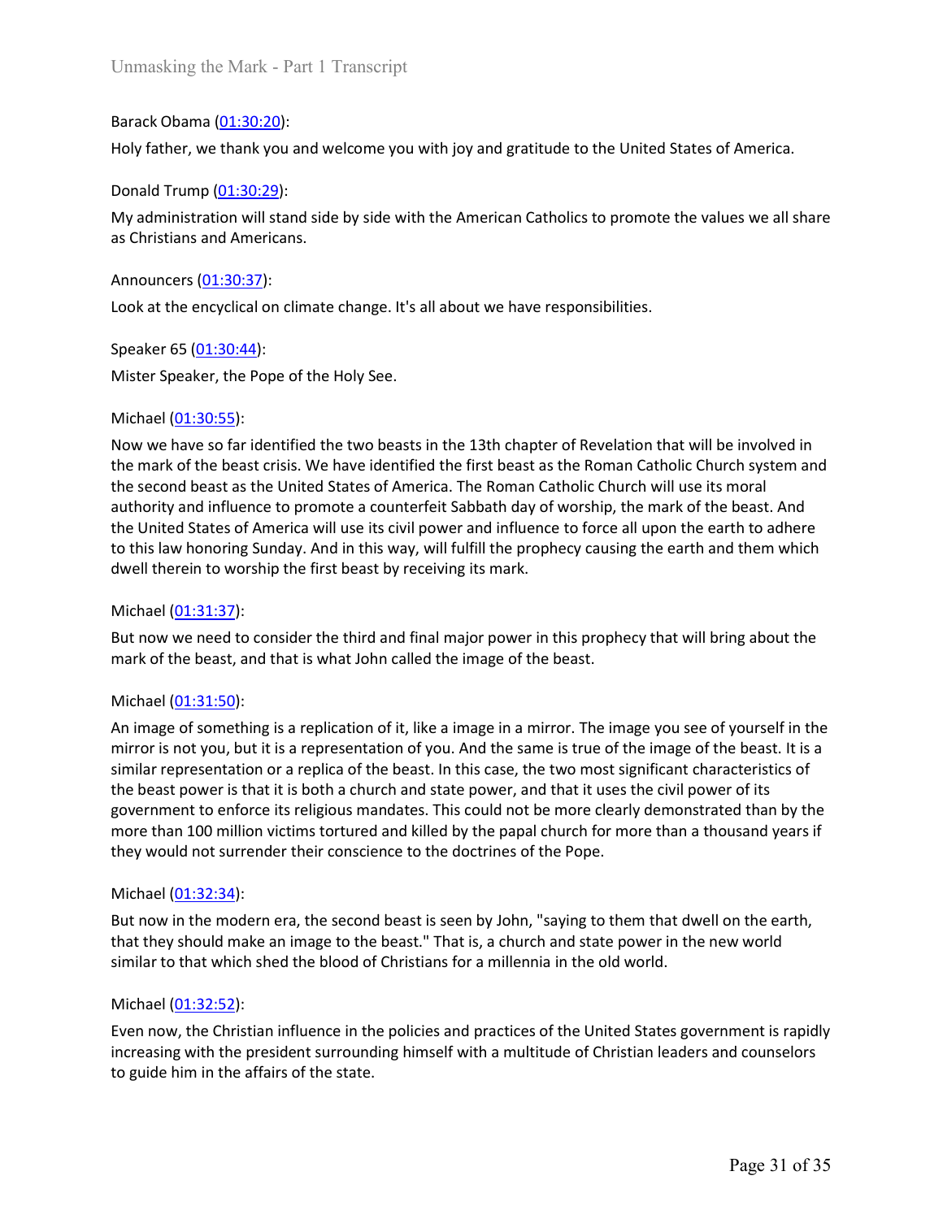Barack Obama (01:30:20):

Holy father, we thank you and welcome you with joy and gratitude to the United States of America.

Donald Trump (01:30:29):

My administration will stand side by side with the American Catholics to promote the values we all share as Christians and Americans.

Announcers (01:30:37):

Look at the encyclical on climate change. It's all about we have responsibilities.

Speaker 65 (01:30:44):

Mister Speaker, the Pope of the Holy See.

Michael (01:30:55):

Now we have so far identified the two beasts in the 13th chapter of Revelation that will be involved in the mark of the beast crisis. We have identified the first beast as the Roman Catholic Church system and the second beast as the United States of America. The Roman Catholic Church will use its moral authority and influence to promote a counterfeit Sabbath day of worship, the mark of the beast. And the United States of America will use its civil power and influence to force all upon the earth to adhere to this law honoring Sunday. And in this way, will fulfill the prophecy causing the earth and them which dwell therein to worship the first beast by receiving its mark.

Michael (01:31:37):

But now we need to consider the third and final major power in this prophecy that will bring about the mark of the beast, and that is what John called the image of the beast.

Michael (01:31:50):

An image of something is a replication of it, like a image in a mirror. The image you see of yourself in the mirror is not you, but it is a representation of you. And the same is true of the image of the beast. It is a similar representation or a replica of the beast. In this case, the two most significant characteristics of the beast power is that it is both a church and state power, and that it uses the civil power of its government to enforce its religious mandates. This could not be more clearly demonstrated than by the more than 100 million victims tortured and killed by the papal church for more than a thousand years if they would not surrender their conscience to the doctrines of the Pope.

Michael (01:32:34):

But now in the modern era, the second beast is seen by John, "saying to them that dwell on the earth, that they should make an image to the beast." That is, a church and state power in the new world similar to that which shed the blood of Christians for a millennia in the old world.

Michael (01:32:52):

Even now, the Christian influence in the policies and practices of the United States government is rapidly increasing with the president surrounding himself with a multitude of Christian leaders and counselors to guide him in the affairs of the state.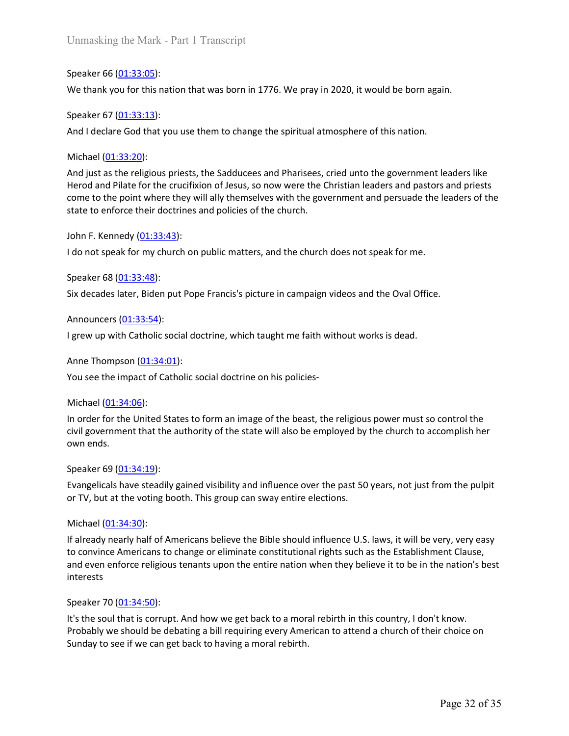Speaker 66 ([01:33:05](#)):

We thank you for this nation that was born in 1776. We pray in 2020, it would be born again.

Speaker 67 ([01:33:13](#)):

And I declare God that you use them to change the spiritual atmosphere of this nation.

Michael ([01:33:20](#)):

And just as the religious priests, the Sadducees and Pharisees, cried unto the government leaders like Herod and Pilate for the crucifixion of Jesus, so now were the Christian leaders and pastors and priests come to the point where they will ally themselves with the government and persuade the leaders of the state to enforce their doctrines and policies of the church.

John F. Kennedy ([01:33:43](#)):

I do not speak for my church on public matters, and the church does not speak for me.

Speaker 68 ([01:33:48](#)):

Six decades later, Biden put Pope Francis's picture in campaign videos and the Oval Office.

Announcers ([01:33:54](#)):

I grew up with Catholic social doctrine, which taught me faith without works is dead.

Anne Thompson ([01:34:01](#)):

You see the impact of Catholic social doctrine on his policies-

Michael ([01:34:06](#)):

In order for the United States to form an image of the beast, the religious power must so control the civil government that the authority of the state will also be employed by the church to accomplish her own ends.

Speaker 69 ([01:34:19](#)):

Evangelicals have steadily gained visibility and influence over the past 50 years, not just from the pulpit or TV, but at the voting booth. This group can sway entire elections.

Michael ([01:34:30](#)):

If already nearly half of Americans believe the Bible should influence U.S. laws, it will be very, very easy to convince Americans to change or eliminate constitutional rights such as the Establishment Clause, and even enforce religious tenants upon the entire nation when they believe it to be in the nation's best interests

Speaker 70 ([01:34:50](#)):

It's the soul that is corrupt. And how we get back to a moral rebirth in this country, I don't know. Probably we should be debating a bill requiring every American to attend a church of their choice on Sunday to see if we can get back to having a moral rebirth.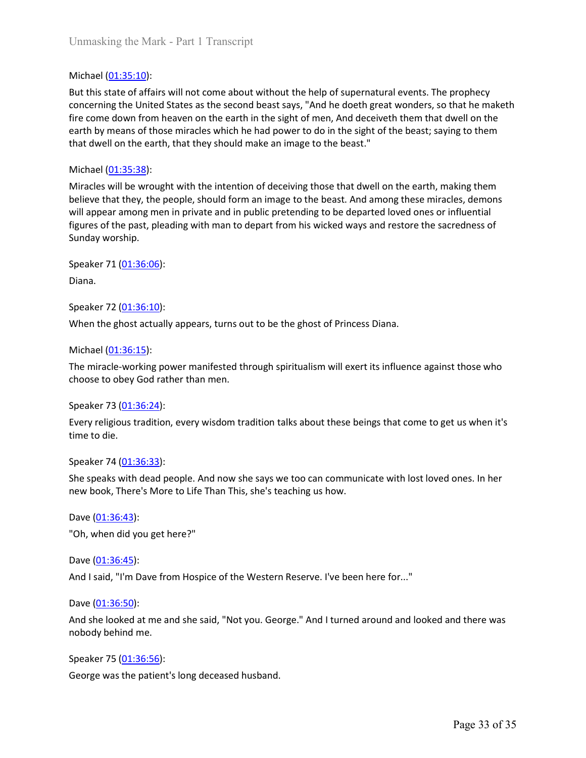Michael ([01:35:10](#)):

But this state of affairs will not come about without the help of supernatural events. The prophecy concerning the United States as the second beast says, "And he doeth great wonders, so that he maketh fire come down from heaven on the earth in the sight of men, And deceiveth them that dwell on the earth by means of those miracles which he had power to do in the sight of the beast; saying to them that dwell on the earth, that they should make an image to the beast."

Michael ([01:35:38](#)):

Miracles will be wrought with the intention of deceiving those that dwell on the earth, making them believe that they, the people, should form an image to the beast. And among these miracles, demons will appear among men in private and in public pretending to be departed loved ones or influential figures of the past, pleading with man to depart from his wicked ways and restore the sacredness of Sunday worship.

Speaker 71 ([01:36:06](#)):

Diana.

Speaker 72 ([01:36:10](#)):

When the ghost actually appears, turns out to be the ghost of Princess Diana.

Michael ([01:36:15](#)):

The miracle-working power manifested through spiritualism will exert its influence against those who choose to obey God rather than men.

Speaker 73 ([01:36:24](#)):

Every religious tradition, every wisdom tradition talks about these beings that come to get us when it's time to die.

Speaker 74 ([01:36:33](#)):

She speaks with dead people. And now she says we too can communicate with lost loved ones. In her new book, There's More to Life Than This, she's teaching us how.

Dave ([01:36:43](#)):

"Oh, when did you get here?"

Dave ([01:36:45](#)):

And I said, "I'm Dave from Hospice of the Western Reserve. I've been here for..."

Dave ([01:36:50](#)):

And she looked at me and she said, "Not you. George." And I turned around and looked and there was nobody behind me.

Speaker 75 ([01:36:56](#)):

George was the patient's long deceased husband.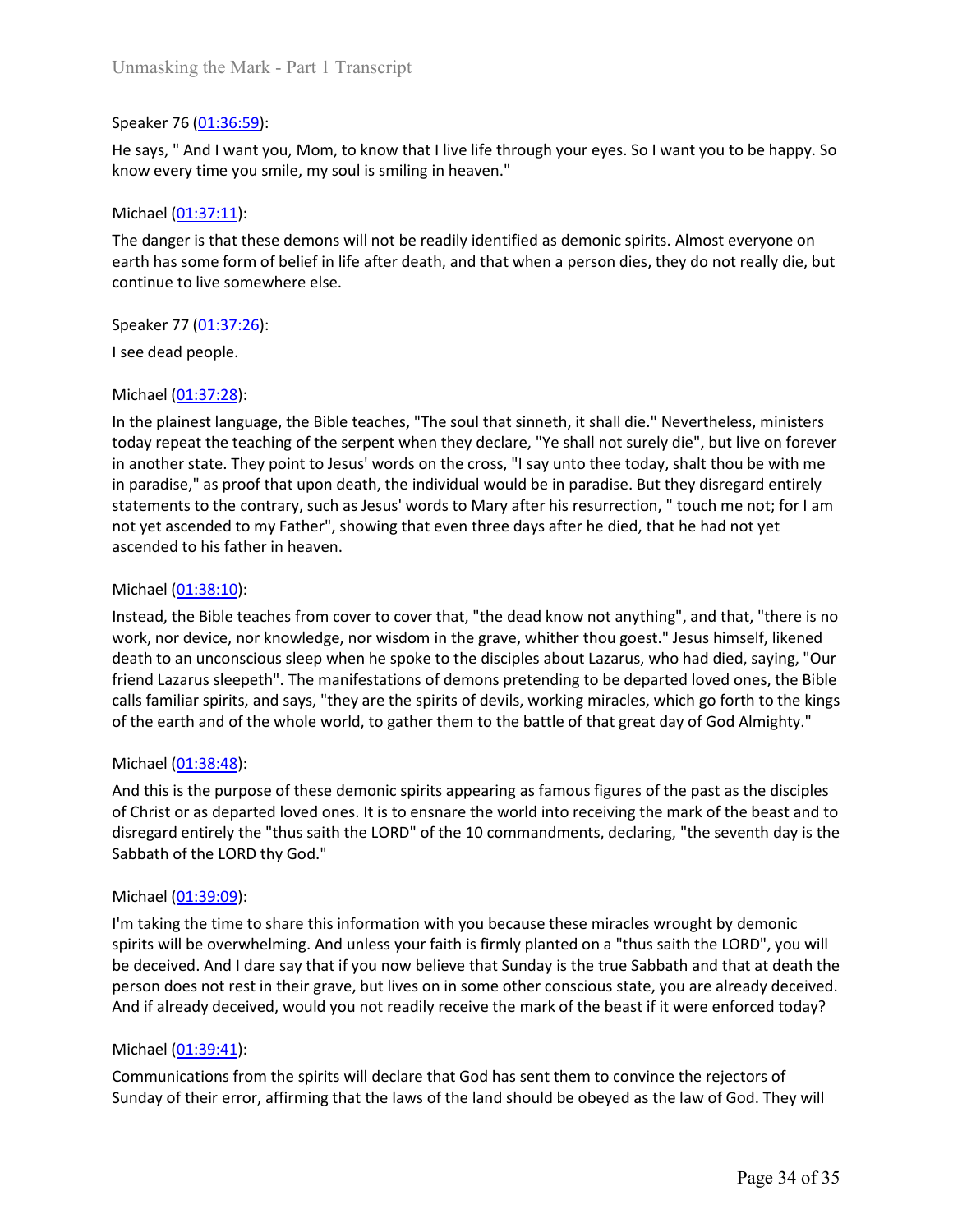Speaker 76 (01:36:59):

He says, " And I want you, Mom, to know that I live life through your eyes. So I want you to be happy. So know every time you smile, my soul is smiling in heaven."

Michael (01:37:11):

The danger is that these demons will not be readily identified as demonic spirits. Almost everyone on earth has some form of belief in life after death, and that when a person dies, they do not really die, but continue to live somewhere else.

Speaker 77 (01:37:26):

I see dead people.

Michael (01:37:28):

In the plainest language, the Bible teaches, "The soul that sinneth, it shall die." Nevertheless, ministers today repeat the teaching of the serpent when they declare, "Ye shall not surely die", but live on forever in another state. They point to Jesus' words on the cross, "I say unto thee today, shalt thou be with me in paradise," as proof that upon death, the individual would be in paradise. But they disregard entirely statements to the contrary, such as Jesus' words to Mary after his resurrection, " touch me not; for I am not yet ascended to my Father", showing that even three days after he died, that he had not yet ascended to his father in heaven.

Michael (01:38:10):

Instead, the Bible teaches from cover to cover that, "the dead know not anything", and that, "there is no work, nor device, nor knowledge, nor wisdom in the grave, whither thou goest." Jesus himself, likened death to an unconscious sleep when he spoke to the disciples about Lazarus, who had died, saying, "Our friend Lazarus sleepeth". The manifestations of demons pretending to be departed loved ones, the Bible calls familiar spirits, and says, "they are the spirits of devils, working miracles, which go forth to the kings of the earth and of the whole world, to gather them to the battle of that great day of God Almighty."

Michael (01:38:48):

And this is the purpose of these demonic spirits appearing as famous figures of the past as the disciples of Christ or as departed loved ones. It is to ensnare the world into receiving the mark of the beast and to disregard entirely the "thus saith the LORD" of the 10 commandments, declaring, "the seventh day is the Sabbath of the LORD thy God."

Michael (01:39:09):

I'm taking the time to share this information with you because these miracles wrought by demonic spirits will be overwhelming. And unless your faith is firmly planted on a "thus saith the LORD", you will be deceived. And I dare say that if you now believe that Sunday is the true Sabbath and that at death the person does not rest in their grave, but lives on in some other conscious state, you are already deceived. And if already deceived, would you not readily receive the mark of the beast if it were enforced today?

Michael (01:39:41):

Communications from the spirits will declare that God has sent them to convince the rejectors of Sunday of their error, affirming that the laws of the land should be obeyed as the law of God. They will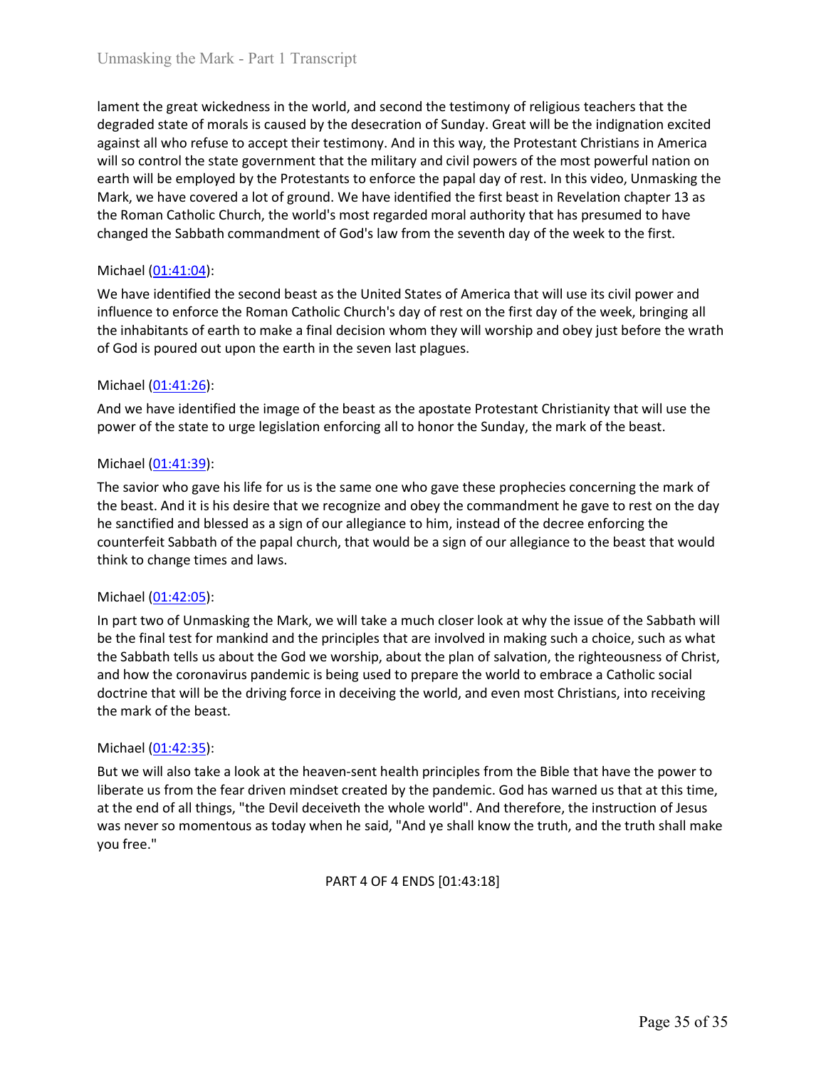lament the great wickedness in the world, and second the testimony of religious teachers that the degraded state of morals is caused by the desecration of Sunday. Great will be the indignation excited against all who refuse to accept their testimony. And in this way, the Protestant Christians in America will so control the state government that the military and civil powers of the most powerful nation on earth will be employed by the Protestants to enforce the papal day of rest. In this video, Unmasking the Mark, we have covered a lot of ground. We have identified the first beast in Revelation chapter 13 as the Roman Catholic Church, the world's most regarded moral authority that has presumed to have changed the Sabbath commandment of God's law from the seventh day of the week to the first.

Michael (01:41:04):

We have identified the second beast as the United States of America that will use its civil power and influence to enforce the Roman Catholic Church's day of rest on the first day of the week, bringing all the inhabitants of earth to make a final decision whom they will worship and obey just before the wrath of God is poured out upon the earth in the seven last plagues.

Michael (01:41:26):

And we have identified the image of the beast as the apostate Protestant Christianity that will use the power of the state to urge legislation enforcing all to honor the Sunday, the mark of the beast.

Michael (01:41:39):

The savior who gave his life for us is the same one who gave these prophecies concerning the mark of the beast. And it is his desire that we recognize and obey the commandment he gave to rest on the day he sanctified and blessed as a sign of our allegiance to him, instead of the decree enforcing the counterfeit Sabbath of the papal church, that would be a sign of our allegiance to the beast that would think to change times and laws.

Michael (01:42:05):

In part two of Unmasking the Mark, we will take a much closer look at why the issue of the Sabbath will be the final test for mankind and the principles that are involved in making such a choice, such as what the Sabbath tells us about the God we worship, about the plan of salvation, the righteousness of Christ, and how the coronavirus pandemic is being used to prepare the world to embrace a Catholic social doctrine that will be the driving force in deceiving the world, and even most Christians, into receiving the mark of the beast.

Michael (01:42:35):

But we will also take a look at the heaven-sent health principles from the Bible that have the power to liberate us from the fear driven mindset created by the pandemic. God has warned us that at this time, at the end of all things, "the Devil deceiveth the whole world". And therefore, the instruction of Jesus was never so momentous as today when he said, "And ye shall know the truth, and the truth shall make you free."

PART 4 OF 4 ENDS [01:43:18]